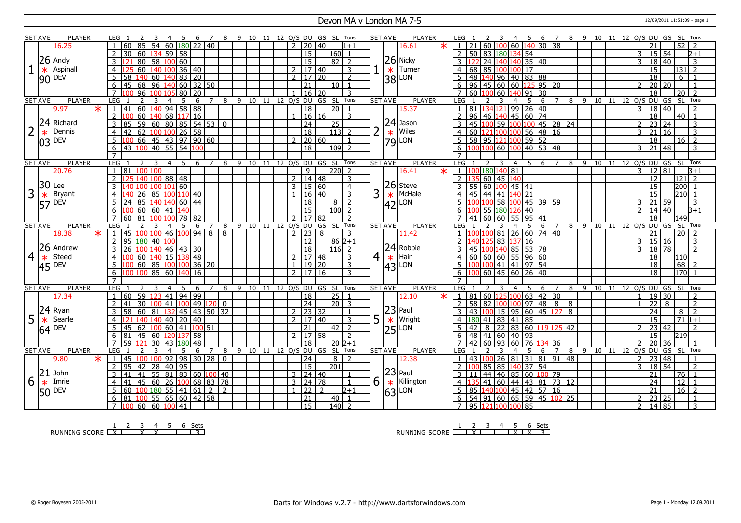# Devon MA v London MA 7-5

12/09/2011 11:51:09 - page 1

| SET | AVE | PLAYER | LEG | 1 | 2 | 3 | 4 | 5 | 6 | 7 | 8 | 9 | 10 | 11 | 12 | O/S | DU | GS | SL | Tons | SET | AVE | PLAYER | LEG | 1 | 2 | 3 | 4 | 5 | 6 | 7 | 8 | 9 | 10 | 11 | 12 | O/S | DU | GS | SL | Tons |
|---|---|---|---|---|---|---|---|---|---|---|---|---|---|---|---|---|---|---|---|---|---|---|---|---|---|---|---|---|---|---|---|---|---|---|---|---|---|---|---|---|---|
| 1 | 16.25 | Andy Aspinall DEV 26.90 * | 1 | 60 | 85 | 54 | 60 | 180 | 22 | 40 | | | | | | 2 | 20 | 40 | | 1+1 | 1 | 16.61 * | Nicky Turner LON 26.38 | 1 | 21 | 60 | 100 | 60 | 140 | 30 | 38 | | | | | | | 21 | | 52 | 2 |
| | | | 2 | 30 | 60 | 134 | 59 | 58 | | | | | | | | | 15 | | 160 | 1 | | | | 2 | 50 | 83 | 180 | 134 | 54 | | | | | | | | 3 | 15 | 54 | | 2+1 |
| | | | 3 | 121 | 80 | 58 | 100 | 60 | | | | | | | | | 15 | | 82 | 2 | | | | 3 | 122 | 24 | 140 | 140 | 35 | 40 | | | | | | | 3 | 18 | 40 | | 3 |
| | | | 4 | 125 | 60 | 140 | 100 | 36 | 40 | | | | | | | 2 | 17 | 40 | | 3 | | | | 4 | 68 | 85 | 100 | 100 | 17 | | | | | | | | | 15 | | 131 | 2 |
| | | | 5 | 58 | 140 | 60 | 140 | 83 | 20 | | | | | | | 2 | 17 | 20 | | 2 | | | | 5 | 48 | 140 | 96 | 40 | 83 | 88 | | | | | | | | 18 | | 6 | 1 |
| | | | 6 | 45 | 68 | 96 | 140 | 60 | 32 | 50 | | | | | | | 21 | | 10 | 1 | | | | 6 | 96 | 45 | 60 | 60 | 125 | 95 | 20 | | | | | | 2 | 20 | 20 | | 1 |
| | | | 7 | 100 | 96 | 100 | 105 | 80 | 20 | | | | | | | 1 | 16 | 20 | | 3 | | | | 7 | 60 | 100 | 60 | 140 | 91 | 30 | | | | | | | | 18 | | 20 | 2 |
| 2 | 9.97 * | Richard Dennis DEV 24.03 | 1 | 41 | 60 | 140 | 94 | 58 | 88 | | | | | | | | 18 | | 20 | 1 | 2 | 15.37 | Jason Wiles LON 24.79 | 1 | 81 | 134 | 121 | 99 | 26 | 40 | | | | | | | 3 | 18 | 40 | | 2 |
| | | | 2 | 100 | 60 | 140 | 68 | 117 | 16 | | | | | | | 1 | 16 | 16 | | 3 | | | | 2 | 96 | 46 | 140 | 45 | 60 | 74 | | | | | | | | 18 | | 40 | 1 |
| | | | 3 | 85 | 59 | 60 | 80 | 85 | 54 | 53 | 0 | | | | | | 24 | | 25 | | | | | 3 | 45 | 100 | 59 | 100 | 100 | 45 | 28 | 24 | | | | | 2 | 23 | 24 | | 3 |
| | | | 4 | 42 | 62 | 100 | 100 | 26 | 58 | | | | | | | | 18 | | 113 | 2 | | | | 4 | 60 | 121 | 100 | 100 | 56 | 48 | 16 | | | | | | 3 | 21 | 16 | | 3 |
| | | | 5 | 100 | 66 | 45 | 43 | 97 | 90 | 60 | | | | | | 2 | 20 | 60 | | 1 | | | | 5 | 58 | 95 | 121 | 100 | 59 | 52 | | | | | | | | 18 | | 16 | 2 |
| | | | 6 | 43 | 100 | 40 | 55 | 54 | 100 | | | | | | | | 18 | | 109 | 2 | | | | 6 | 100 | 100 | 60 | 100 | 40 | 53 | 48 | | | | | | 3 | 21 | 48 | | 3 |
| | | | 7 | | | | | | | | | | | | | | | | | | | | | 7 | | | | | | | | | | | | | | | | | |
| 3 | 20.76 | Lee Bryant DEV 30.57 * | 1 | 81 | 100 | 100 | | | | | | | | | | | 9 | | 220 | 2 | 3 | 16.41 * | Steve McHale LON 26.42 | 1 | 100 | 180 | 140 | 81 | | | | | | | | | 3 | 12 | 81 | | 3+1 |
| | | | 2 | 125 | 140 | 100 | 88 | 48 | | | | | | | | 2 | 14 | 48 | | 3 | | | | 2 | 135 | 60 | 45 | 140 | | | | | | | | | | 12 | | 121 | 2 |
| | | | 3 | 140 | 100 | 100 | 101 | 60 | | | | | | | | 3 | 15 | 60 | | 4 | | | | 3 | 55 | 60 | 100 | 45 | 41 | | | | | | | | | 15 | | 200 | 1 |
| | | | 4 | 140 | 26 | 85 | 100 | 110 | 40 | | | | | | | 1 | 16 | 40 | | 3 | | | | 4 | 45 | 44 | 41 | 140 | 21 | | | | | | | | | 15 | | 210 | 1 |
| | | | 5 | 24 | 85 | 140 | 140 | 60 | 44 | | | | | | | | 18 | | 8 | 2 | | | | 5 | 100 | 100 | 58 | 100 | 45 | 39 | 59 | | | | | | 3 | 21 | 59 | | 3 |
| | | | 6 | 100 | 60 | 60 | 41 | 140 | | | | | | | | | 15 | | 100 | 2 | | | | 6 | 100 | 55 | 180 | 126 | 40 | | | | | | | | 2 | 14 | 40 | | 3+1 |
| | | | 7 | 60 | 81 | 100 | 100 | 78 | 82 | | | | | | | 2 | 17 | 82 | | 2 | | | | 7 | 41 | 60 | 60 | 55 | 95 | 41 | | | | | | | | 18 | | 149 | |
| 4 | 18.38 * | Andrew Steed DEV 26.45 | 1 | 45 | 100 | 100 | 46 | 100 | 94 | 8 | 8 | | | | | 2 | 23 | 8 | | 3 | 4 | 11.42 | Robbie Hain LON 24.43 | 1 | 100 | 100 | 81 | 26 | 60 | 74 | 40 | | | | | | | 21 | | 20 | 2 |
| | | | 2 | 95 | 180 | 40 | 100 | | | | | | | | | | 12 | | 86 | 2+1 | | | | 2 | 140 | 125 | 83 | 137 | 16 | | | | | | | | 3 | 15 | 16 | | 3 |
| | | | 3 | 26 | 100 | 140 | 46 | 43 | 30 | | | | | | | | 18 | | 116 | 2 | | | | 3 | 45 | 100 | 140 | 85 | 53 | 78 | | | | | | | 3 | 18 | 78 | | 2 |
| | | | 4 | 100 | 60 | 140 | 15 | 138 | 48 | | | | | | | 2 | 17 | 48 | | 3 | | | | 4 | 60 | 60 | 60 | 55 | 96 | 60 | | | | | | | | 18 | | 110 | |
| | | | 5 | 100 | 60 | 85 | 100 | 100 | 36 | 20 | | | | | | 1 | 19 | 20 | | 3 | | | | 5 | 100 | 100 | 41 | 41 | 97 | 54 | | | | | | | | 18 | | 68 | 2 |
| | | | 6 | 100 | 100 | 85 | 60 | 140 | 16 | | | | | | | 2 | 17 | 16 | | 3 | | | | 6 | 100 | 60 | 45 | 60 | 26 | 40 | | | | | | | | 18 | | 170 | 1 |
| | | | 7 | | | | | | | | | | | | | | | | | | | | | 7 | | | | | | | | | | | | | | | | | |
| 5 | 17.34 | Ryan Searle DEV 24.64 * | 1 | 60 | 59 | 123 | 41 | 94 | 99 | | | | | | | | 18 | | 25 | 1 | 5 | 12.10 * | Paul Wright LON 23.25 | 1 | 81 | 60 | 125 | 100 | 63 | 42 | 30 | | | | | | 1 | 19 | 30 | | 2 |
| | | | 2 | 41 | 30 | 100 | 41 | 100 | 49 | 120 | 0 | | | | | | 24 | | 20 | 3 | | | | 2 | 58 | 82 | 100 | 100 | 97 | 48 | 8 | 8 | | | | | 1 | 22 | 8 | | 2 |
| | | | 3 | 58 | 60 | 81 | 132 | 45 | 43 | 50 | 32 | | | | | 2 | 23 | 32 | | 1 | | | | 3 | 43 | 100 | 15 | 95 | 60 | 45 | 127 | 8 | | | | | | 24 | | 8 | 2 |
| | | | 4 | 121 | 140 | 140 | 40 | 20 | 40 | | | | | | | 2 | 17 | 40 | | 3 | | | | 4 | 180 | 41 | 83 | 41 | 85 | | | | | | | | | 15 | | 71 | 1+1 |
| | | | 5 | 45 | 62 | 100 | 60 | 41 | 100 | 51 | | | | | | | 21 | | 42 | 2 | | | | 5 | 42 | 8 | 22 | 83 | 60 | 119 | 125 | 42 | | | | | 2 | 23 | 42 | | 2 |
| | | | 6 | 81 | 45 | 60 | 120 | 137 | 58 | | | | | | | 2 | 17 | 58 | | 2 | | | | 6 | 48 | 41 | 60 | 40 | 93 | | | | | | | | | 15 | | 219 | |
| | | | 7 | 59 | 121 | 30 | 43 | 180 | 48 | | | | | | | | 18 | | 20 | 2+1 | | | | 7 | 42 | 60 | 93 | 60 | 76 | 134 | 36 | | | | | | 2 | 20 | 36 | | 1 |
| 6 | 9.80 * | John Imrie DEV 21.50 | 1 | 45 | 100 | 100 | 92 | 98 | 30 | 28 | 0 | | | | | | 24 | | 8 | 2 | 6 | 12.38 | Paul Killington LON 23.63 | 1 | 43 | 100 | 26 | 81 | 31 | 81 | 91 | 48 | | | | | 2 | 23 | 48 | | 1 |
| | | | 2 | 95 | 42 | 28 | 40 | 95 | | | | | | | | | 15 | | 201 | | | | | 2 | 100 | 85 | 85 | 140 | 37 | 54 | | | | | | | 3 | 18 | 54 | | 2 |
| | | | 3 | 41 | 41 | 55 | 81 | 83 | 60 | 100 | 40 | | | | | 3 | 24 | 40 | | 1 | | | | 3 | 11 | 44 | 46 | 85 | 60 | 100 | 79 | | | | | | | 21 | | 76 | 1 |
| | | | 4 | 41 | 45 | 60 | 26 | 100 | 68 | 83 | 78 | | | | | 3 | 24 | 78 | | 1 | | | | 4 | 135 | 41 | 60 | 44 | 43 | 81 | 73 | 12 | | | | | | 24 | | 12 | 1 |
| | | | 5 | 60 | 100 | 180 | 55 | 41 | 61 | 2 | 2 | | | | | 1 | 22 | 2 | | 2+1 | | | | 5 | 85 | 140 | 100 | 45 | 42 | 57 | 16 | | | | | | | 21 | | 16 | 2 |
| | | | 6 | 81 | 100 | 55 | 65 | 60 | 42 | 58 | | | | | | | 21 | | 40 | 1 | | | | 6 | 54 | 91 | 60 | 65 | 59 | 45 | 102 | 25 | | | | | 2 | 23 | 25 | | 1 |
| | | | 7 | 100 | 60 | 60 | 100 | 41 | | | | | | | | | 15 | | 140 | 2 | | | | 7 | 95 | 121 | 100 | 100 | 85 | | | | | | | | 2 | 14 | 85 | | 3 |

| RUNNING SCORE | 1 | 2 | 3 | 4 | 5 | 6 | Sets |
|---|---|---|---|---|---|---|---|
| Devon MA | X | | X | X | | | 3 |
| London MA | | X | | | X | X | 3 |

© Roger Boyesen 2005-2011

Darts for Windows v.2.7 - http://www.dartsforwindows.com

Page 1 - Monday 12.09.2011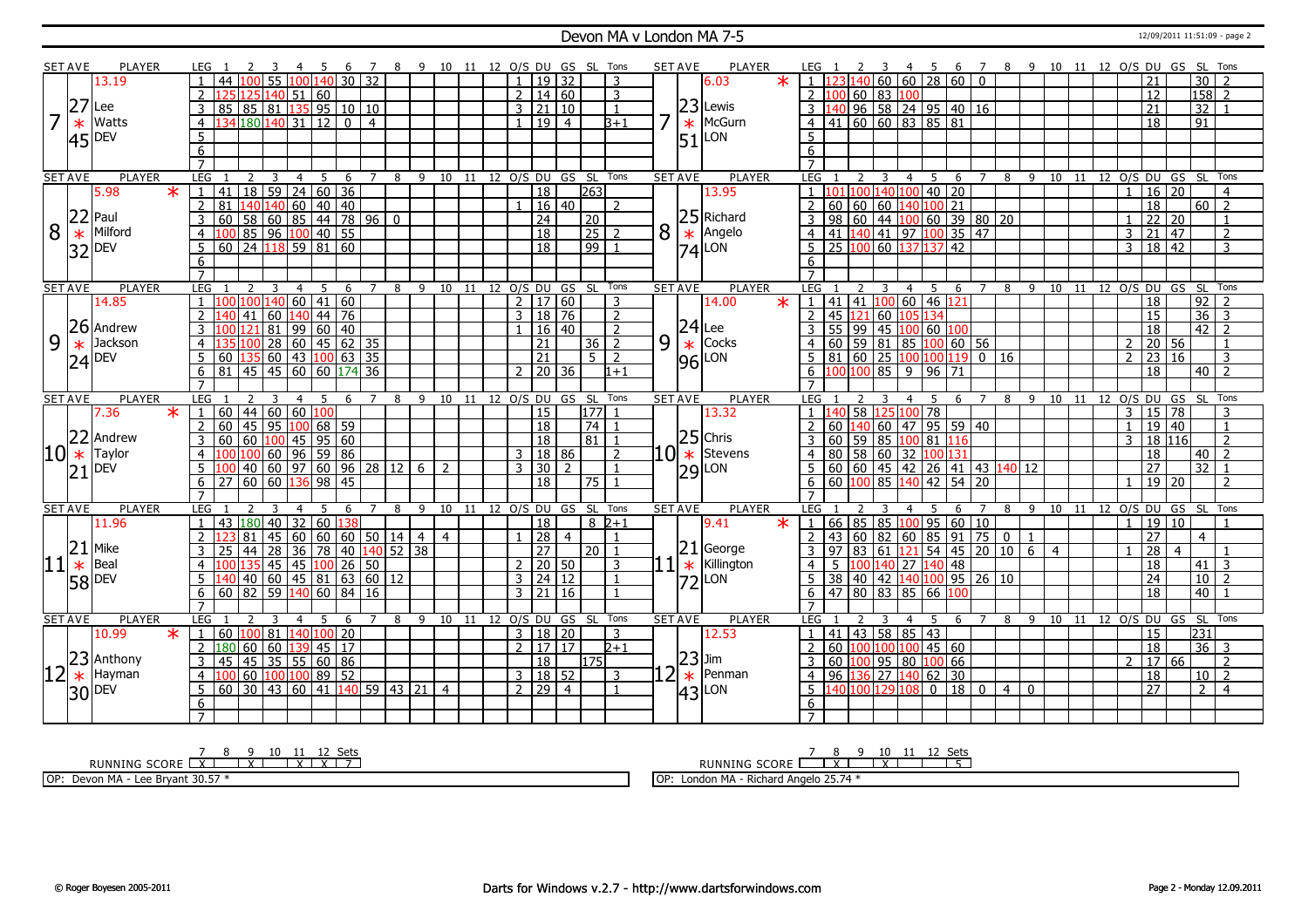# Devon MA v London MA 7-5

12/09/2011 11:51:09 - page 2

| SET AVE | PLAYER | LEG | 1 | 2 | 3 | 4 | 5 | 6 | 7 | 8 | 9 | 10 | 11 | 12 | O/S | DU | GS | SL | Tons | SET AVE | PLAYER | LEG | 1 | 2 | 3 | 4 | 5 | 6 | 7 | 8 | 9 | 10 | 11 | 12 | O/S | DU | GS | SL | Tons |
|---|---|---|---|---|---|---|---|---|---|---|---|---|---|---|---|---|---|---|---|---|---|---|---|---|---|---|---|---|---|---|---|---|---|---|---|---|---|---|---|
| 7 | 13.19 27 Lee * Watts 45 DEV | 1 | 44 | 100 | 55 | 100 | 140 | 30 | 32 | | | | | | 1 | 19 | 32 | | 3 | 7 | 6.03 * 23 Lewis * McGurn 51 LON | 1 | 123 | 140 | 60 | 60 | 28 | 60 | 0 | | | | | | | 21 | | 30 | 2 |
| | | 2 | 125 | 125 | 140 | 51 | 60 | | | | | | | | 2 | 14 | 60 | | 3 | | | 2 | 100 | 60 | 83 | 100 | | | | | | | | | | 12 | | 158 | 2 |
| | | 3 | 85 | 85 | 81 | 135 | 95 | 10 | 10 | | | | | | 3 | 21 | 10 | | 1 | | | 3 | 140 | 96 | 58 | 24 | 95 | 40 | 16 | | | | | | | 21 | | 32 | 1 |
| | | 4 | 134 | 180 | 140 | 31 | 12 | 0 | 4 | | | | | | 1 | 19 | 4 | | 3+1 | | | 4 | 41 | 60 | 60 | 83 | 85 | 81 | | | | | | | | 18 | | 91 | |
| | | 5 | | | | | | | | | | | | | | | | | | | | 5 | | | | | | | | | | | | | | | | | |
| | | 6 | | | | | | | | | | | | | | | | | | | | 6 | | | | | | | | | | | | | | | | | |
| | | 7 | | | | | | | | | | | | | | | | | | | | 7 | | | | | | | | | | | | | | | | | |
| 8 | 5.98 * 22 Paul * Milford 32 DEV | 1 | 41 | 18 | 59 | 24 | 60 | 36 | | | | | | | | 18 | | 263 | | 8 | 13.95 25 Richard * Angelo 74 LON | 1 | 101 | 100 | 140 | 100 | 40 | 20 | | | | | | | 1 | 16 | 20 | | 4 |
| | | 2 | 81 | 140 | 140 | 60 | 40 | 40 | | | | | | | 1 | 16 | 40 | | 2 | | | 2 | 60 | 60 | 60 | 140 | 100 | 21 | | | | | | | | 18 | | 60 | 2 |
| | | 3 | 60 | 58 | 60 | 85 | 44 | 78 | 96 | 0 | | | | | | 24 | | 20 | | | | 3 | 98 | 60 | 44 | 100 | 60 | 39 | 80 | 20 | | | | | 1 | 22 | 20 | | 1 |
| | | 4 | 100 | 85 | 96 | 100 | 40 | 55 | | | | | | | | 18 | | 25 | 2 | | | 4 | 41 | 140 | 41 | 97 | 100 | 35 | 47 | | | | | | 3 | 21 | 47 | | 2 |
| | | 5 | 60 | 24 | 118 | 59 | 81 | 60 | | | | | | | | 18 | | 99 | 1 | | | 5 | 25 | 100 | 60 | 137 | 137 | 42 | | | | | | | 3 | 18 | 42 | | 3 |
| | | 6 | | | | | | | | | | | | | | | | | | | | 6 | | | | | | | | | | | | | | | | | |
| | | 7 | | | | | | | | | | | | | | | | | | | | 7 | | | | | | | | | | | | | | | | | |
| 9 | 14.85 26 Andrew * Jackson 24 DEV | 1 | 100 | 100 | 140 | 60 | 41 | 60 | | | | | | | 2 | 17 | 60 | | 3 | 9 | 14.00 * 24 Lee * Cocks 96 LON | 1 | 41 | 41 | 100 | 60 | 46 | 121 | | | | | | | | 18 | | 92 | 2 |
| | | 2 | 140 | 41 | 60 | 140 | 44 | 76 | | | | | | | 3 | 18 | 76 | | 2 | | | 2 | 45 | 121 | 60 | 105 | 134 | | | | | | | | | 15 | | 36 | 3 |
| | | 3 | 100 | 121 | 81 | 99 | 60 | 40 | | | | | | | 1 | 16 | 40 | | 2 | | | 3 | 55 | 99 | 45 | 100 | 60 | 100 | | | | | | | | 18 | | 42 | 2 |
| | | 4 | 135 | 100 | 28 | 60 | 45 | 62 | 35 | | | | | | | 21 | | 36 | 2 | | | 4 | 60 | 59 | 81 | 85 | 100 | 60 | 56 | | | | | | 2 | 20 | 56 | | 1 |
| | | 5 | 60 | 135 | 60 | 43 | 100 | 63 | 35 | | | | | | | 21 | | 5 | 2 | | | 5 | 81 | 60 | 25 | 100 | 100 | 119 | 0 | 16 | | | | | 2 | 23 | 16 | | 3 |
| | | 6 | 81 | 45 | 45 | 60 | 60 | 174 | 36 | | | | | | 2 | 20 | 36 | | 1+1 | | | 6 | 100 | 100 | 85 | 9 | 96 | 71 | | | | | | | | 18 | | 40 | 2 |
| | | 7 | | | | | | | | | | | | | | | | | | | | 7 | | | | | | | | | | | | | | | | | |
| 10 | 7.36 * 22 Andrew * Taylor 21 DEV | 1 | 60 | 44 | 60 | 60 | 100 | | | | | | | | | 15 | | 177 | 1 | 10 | 13.32 25 Chris * Stevens 29 LON | 1 | 140 | 58 | 125 | 100 | 78 | | | | | | | | 3 | 15 | 78 | | 3 |
| | | 2 | 60 | 45 | 95 | 100 | 68 | 59 | | | | | | | | 18 | | 74 | 1 | | | 2 | 60 | 140 | 60 | 47 | 95 | 59 | 40 | | | | | | 1 | 19 | 40 | | 1 |
| | | 3 | 60 | 60 | 100 | 45 | 95 | 60 | | | | | | | | 18 | | 81 | 1 | | | 3 | 60 | 59 | 85 | 100 | 81 | 116 | | | | | | | 3 | 18 | 116 | | 2 |
| | | 4 | 100 | 100 | 60 | 96 | 59 | 86 | | | | | | | 3 | 18 | 86 | | 2 | | | 4 | 80 | 58 | 60 | 32 | 100 | 131 | | | | | | | | 18 | | 40 | 2 |
| | | 5 | 100 | 40 | 60 | 97 | 60 | 96 | 28 | 12 | 6 | 2 | | | 3 | 30 | 2 | | 1 | | | 5 | 60 | 60 | 45 | 42 | 26 | 41 | 43 | 140 | 12 | | | | | 27 | | 32 | 1 |
| | | 6 | 27 | 60 | 60 | 136 | 98 | 45 | | | | | | | | 18 | | 75 | 1 | | | 6 | 60 | 100 | 85 | 140 | 42 | 54 | 20 | | | | | | 1 | 19 | 20 | | 2 |
| | | 7 | | | | | | | | | | | | | | | | | | | | 7 | | | | | | | | | | | | | | | | | |
| 11 | 11.96 21 Mike * Beal 58 DEV | 1 | 43 | 180 | 40 | 32 | 60 | 138 | | | | | | | | 18 | | 8 | 2+1 | 11 | 9.41 * 21 George * Killington 72 LON | 1 | 66 | 85 | 85 | 100 | 95 | 60 | 10 | | | | | | 1 | 19 | 10 | | 1 |
| | | 2 | 123 | 81 | 45 | 60 | 60 | 60 | 50 | 14 | 4 | 4 | | | 1 | 28 | 4 | | 1 | | | 2 | 43 | 60 | 82 | 60 | 85 | 91 | 75 | 0 | 1 | | | | | 27 | | 4 | |
| | | 3 | 25 | 44 | 28 | 36 | 78 | 40 | 140 | 52 | 38 | | | | | 27 | | 20 | 1 | | | 3 | 97 | 83 | 61 | 121 | 54 | 45 | 20 | 10 | 6 | 4 | | | 1 | 28 | 4 | | 1 |
| | | 4 | 100 | 135 | 45 | 45 | 100 | 26 | 50 | | | | | | 2 | 20 | 50 | | 3 | | | 4 | 5 | 100 | 140 | 27 | 140 | 48 | | | | | | | | 18 | | 41 | 3 |
| | | 5 | 140 | 40 | 60 | 45 | 81 | 63 | 60 | 12 | | | | | 3 | 24 | 12 | | 1 | | | 5 | 38 | 40 | 42 | 140 | 100 | 95 | 26 | 10 | | | | | | 24 | | 10 | 2 |
| | | 6 | 60 | 82 | 59 | 140 | 60 | 84 | 16 | | | | | | 3 | 21 | 16 | | 1 | | | 6 | 47 | 80 | 83 | 85 | 66 | 100 | | | | | | | | 18 | | 40 | 1 |
| | | 7 | | | | | | | | | | | | | | | | | | | | 7 | | | | | | | | | | | | | | | | | |
| 12 | 10.99 * 23 Anthony * Hayman 30 DEV | 1 | 60 | 100 | 81 | 140 | 100 | 20 | | | | | | | 3 | 18 | 20 | | 3 | 12 | 12.53 23 Jim * Penman 43 LON | 1 | 41 | 43 | 58 | 85 | 43 | | | | | | | | | 15 | | 231 | |
| | | 2 | 180 | 60 | 60 | 139 | 45 | 17 | | | | | | | 2 | 17 | 17 | | 2+1 | | | 2 | 60 | 100 | 100 | 100 | 45 | 60 | | | | | | | | 18 | | 36 | 3 |
| | | 3 | 45 | 45 | 35 | 55 | 60 | 86 | | | | | | | | 18 | | 175 | | | | 3 | 60 | 100 | 95 | 80 | 100 | 66 | | | | | | | 2 | 17 | 66 | | 2 |
| | | 4 | 100 | 60 | 100 | 100 | 89 | 52 | | | | | | | 3 | 18 | 52 | | 3 | | | 4 | 96 | 136 | 27 | 140 | 62 | 30 | | | | | | | | 18 | | 10 | 2 |
| | | 5 | 60 | 30 | 43 | 60 | 41 | 140 | 59 | 43 | 21 | 4 | | | 2 | 29 | 4 | | 1 | | | 5 | 140 | 100 | 129 | 108 | 0 | 18 | 0 | 4 | 0 | | | | | 27 | | 2 | 4 |
| | | 6 | | | | | | | | | | | | | | | | | | | | 6 | | | | | | | | | | | | | | | | | |
| | | 7 | | | | | | | | | | | | | | | | | | | | 7 | | | | | | | | | | | | | | | | | |

| RUNNING SCORE | 7 | 8 | 9 | 10 | 11 | 12 | Sets |
|---|---|---|---|---|---|---|---|
| Devon MA | X | | X | | X | X | 7 |
| London MA | | X | | X | | | 5 |

OP: Devon MA - Lee Bryant 30.57 *

OP: London MA - Richard Angelo 25.74 *

© Roger Boyesen 2005-2011 Darts for Windows v.2.7 - http://www.dartsforwindows.com Page 2 - Monday 12.09.2011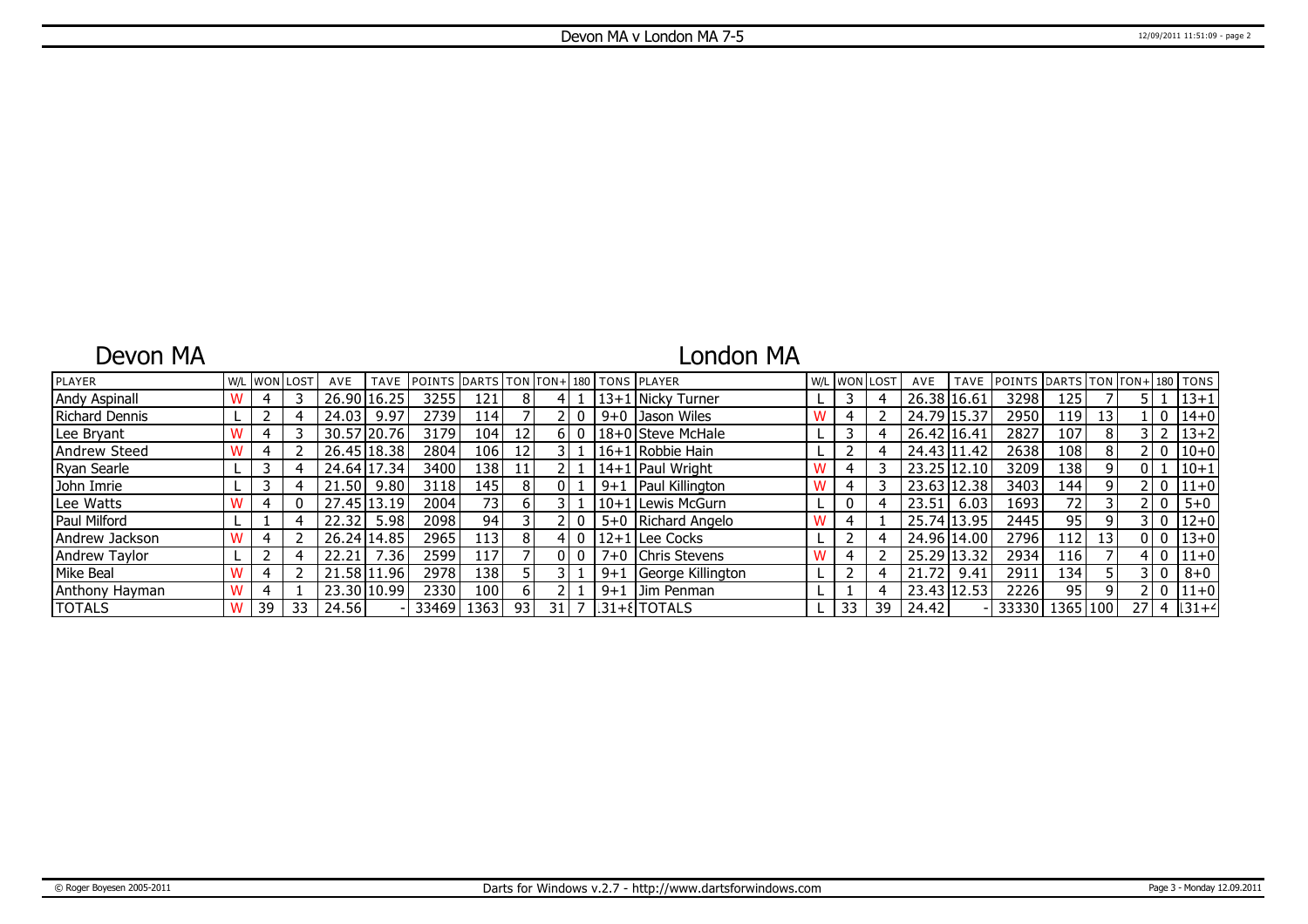# Devon MA v London MA 7-5

## Devon MA

## London MA

| PLAYER | W/L | WON | LOST | AVE | TAVE | POINTS | DARTS | TON | TON+ | 180 | TONS | PLAYER | W/L | WON | LOST | AVE | TAVE | POINTS | DARTS | TON | TON+ | 180 | TONS |
|---|---|---|---|---|---|---|---|---|---|---|---|---|---|---|---|---|---|---|---|---|---|---|---|
| Andy Aspinall | W | 4 | 3 | 26.90 | 16.25 | 3255 | 121 | 8 | 4 | 1 | 13+1 | Nicky Turner | L | 3 | 4 | 26.38 | 16.61 | 3298 | 125 | 7 | 5 | 1 | 13+1 |
| Richard Dennis | L | 2 | 4 | 24.03 | 9.97 | 2739 | 114 | 7 | 2 | 0 | 9+0 | Jason Wiles | W | 4 | 2 | 24.79 | 15.37 | 2950 | 119 | 13 | 1 | 0 | 14+0 |
| Lee Bryant | W | 4 | 3 | 30.57 | 20.76 | 3179 | 104 | 12 | 6 | 0 | 18+0 | Steve McHale | L | 3 | 4 | 26.42 | 16.41 | 2827 | 107 | 8 | 3 | 2 | 13+2 |
| Andrew Steed | W | 4 | 2 | 26.45 | 18.38 | 2804 | 106 | 12 | 3 | 1 | 16+1 | Robbie Hain | L | 2 | 4 | 24.43 | 11.42 | 2638 | 108 | 8 | 2 | 0 | 10+0 |
| Ryan Searle | L | 3 | 4 | 24.64 | 17.34 | 3400 | 138 | 11 | 2 | 1 | 14+1 | Paul Wright | W | 4 | 3 | 23.25 | 12.10 | 3209 | 138 | 9 | 0 | 1 | 10+1 |
| John Imrie | L | 3 | 4 | 21.50 | 9.80 | 3118 | 145 | 8 | 0 | 1 | 9+1 | Paul Killington | W | 4 | 3 | 23.63 | 12.38 | 3403 | 144 | 9 | 2 | 0 | 11+0 |
| Lee Watts | W | 4 | 0 | 27.45 | 13.19 | 2004 | 73 | 6 | 3 | 1 | 10+1 | Lewis McGurn | L | 0 | 4 | 23.51 | 6.03 | 1693 | 72 | 3 | 2 | 0 | 5+0 |
| Paul Milford | L | 1 | 4 | 22.32 | 5.98 | 2098 | 94 | 3 | 2 | 0 | 5+0 | Richard Angelo | W | 4 | 1 | 25.74 | 13.95 | 2445 | 95 | 9 | 3 | 0 | 12+0 |
| Andrew Jackson | W | 4 | 2 | 26.24 | 14.85 | 2965 | 113 | 8 | 4 | 0 | 12+1 | Lee Cocks | L | 2 | 4 | 24.96 | 14.00 | 2796 | 112 | 13 | 0 | 0 | 13+0 |
| Andrew Taylor | L | 2 | 4 | 22.21 | 7.36 | 2599 | 117 | 7 | 0 | 0 | 7+0 | Chris Stevens | W | 4 | 2 | 25.29 | 13.32 | 2934 | 116 | 7 | 4 | 0 | 11+0 |
| Mike Beal | W | 4 | 2 | 21.58 | 11.96 | 2978 | 138 | 5 | 3 | 1 | 9+1 | George Killington | L | 2 | 4 | 21.72 | 9.41 | 2911 | 134 | 5 | 3 | 0 | 8+0 |
| Anthony Hayman | W | 4 | 1 | 23.30 | 10.99 | 2330 | 100 | 6 | 2 | 1 | 9+1 | Jim Penman | L | 1 | 4 | 23.43 | 12.53 | 2226 | 95 | 9 | 2 | 0 | 11+0 |
| TOTALS | W | 39 | 33 | 24.56 | - | 33469 | 1363 | 93 | 31 | 7 | 131+8 | TOTALS | L | 33 | 39 | 24.42 | - | 33330 | 1365 | 100 | 27 | 4 | 131+4 |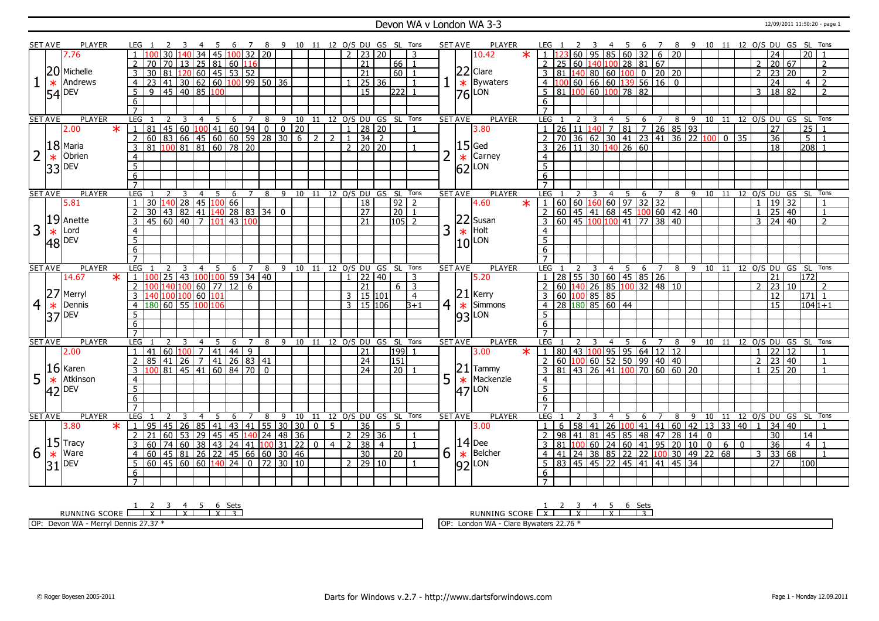# Devon WA v London WA 3-3

12/09/2011 11:50:20 - page 1

## Set 1

| SET AVE | PLAYER | LEG | 1 | 2 | 3 | 4 | 5 | 6 | 7 | 8 | 9 | 10 | 11 | 12 | O/S | DU | GS | SL | Tons |
|---|---|---|---|---|---|---|---|---|---|---|---|---|---|---|---|---|---|---|---|
| 7.76 | | 1 | 100 | 30 | 140 | 34 | 45 | 100 | 32 | 20 | | | | | 2 | 23 | 20 | | 3 |
| 20 | Michelle | 2 | 70 | 70 | 13 | 25 | 81 | 60 | 116 | | | | | | | 21 | | 66 | 1 |
| * | Andrews | 3 | 30 | 81 | 120 | 60 | 45 | 53 | 52 | | | | | | | 21 | | 60 | 1 |
| 54 | DEV | 4 | 23 | 41 | 30 | 62 | 60 | 100 | 99 | 50 | 36 | | | | 1 | 25 | 36 | | 1 |
| | | 5 | 9 | 45 | 40 | 85 | 100 | | | | | | | | | 15 | | 222 | 1 |

| SET AVE | PLAYER | LEG | 1 | 2 | 3 | 4 | 5 | 6 | 7 | 8 | 9 | 10 | 11 | 12 | O/S | DU | GS | SL | Tons |
|---|---|---|---|---|---|---|---|---|---|---|---|---|---|---|---|---|---|---|---|
| 10.42 * | | 1 | 123 | 60 | 95 | 85 | 60 | 32 | 6 | 20 | | | | | | 24 | | 20 | 1 |
| 22 | Clare | 2 | 25 | 60 | 140 | 100 | 28 | 81 | 67 | | | | | | 2 | 20 | 67 | | 2 |
| * | Bywaters | 3 | 81 | 140 | 80 | 60 | 100 | 0 | 20 | 20 | | | | | 2 | 23 | 20 | | 2 |
| 76 | LON | 4 | 100 | 60 | 66 | 60 | 139 | 56 | 16 | 0 | | | | | | 24 | | 4 | 2 |
| | | 5 | 81 | 100 | 60 | 100 | 78 | 82 | | | | | | | 3 | 18 | 82 | | 2 |

## Set 2

| SET AVE | PLAYER | LEG | 1 | 2 | 3 | 4 | 5 | 6 | 7 | 8 | 9 | 10 | 11 | 12 | O/S | DU | GS | SL | Tons |
|---|---|---|---|---|---|---|---|---|---|---|---|---|---|---|---|---|---|---|---|
| 2.00 * | | 1 | 81 | 45 | 60 | 100 | 41 | 60 | 94 | 0 | 0 | 20 | | | 1 | 28 | 20 | | 1 |
| 18 | Maria | 2 | 60 | 83 | 66 | 45 | 60 | 60 | 59 | 28 | 30 | 6 | 2 | 2 | 1 | 34 | 2 | | |
| * | Obrien | 3 | 81 | 100 | 81 | 81 | 60 | 78 | 20 | | | | | | 2 | 20 | 20 | | 1 |
| 33 | DEV | | | | | | | | | | | | | | | | | | |

| SET AVE | PLAYER | LEG | 1 | 2 | 3 | 4 | 5 | 6 | 7 | 8 | 9 | 10 | 11 | 12 | O/S | DU | GS | SL | Tons |
|---|---|---|---|---|---|---|---|---|---|---|---|---|---|---|---|---|---|---|---|
| 3.80 | | 1 | 26 | 11 | 140 | 7 | 81 | 7 | 26 | 85 | 93 | | | | | 27 | | 25 | 1 |
| 15 | Ged | 2 | 70 | 36 | 62 | 30 | 41 | 23 | 41 | 36 | 22 | 100 | 0 | 35 | | 36 | | 5 | 1 |
| * | Carney | 3 | 26 | 11 | 30 | 140 | 26 | 60 | | | | | | | | 18 | | 208 | 1 |
| 62 | LON | | | | | | | | | | | | | | | | | | |

## Set 3

| SET AVE | PLAYER | LEG | 1 | 2 | 3 | 4 | 5 | 6 | 7 | 8 | 9 | 10 | 11 | 12 | O/S | DU | GS | SL | Tons |
|---|---|---|---|---|---|---|---|---|---|---|---|---|---|---|---|---|---|---|---|
| 5.81 | | 1 | 30 | 140 | 28 | 45 | 100 | 66 | | | | | | | | 18 | | 92 | 2 |
| 19 | Anette | 2 | 30 | 43 | 82 | 41 | 140 | 28 | 83 | 34 | 0 | | | | | 27 | | 20 | 1 |
| * | Lord | 3 | 45 | 60 | 40 | 7 | 101 | 43 | 100 | | | | | | | 21 | | 105 | 2 |
| 48 | DEV | | | | | | | | | | | | | | | | | | |

| SET AVE | PLAYER | LEG | 1 | 2 | 3 | 4 | 5 | 6 | 7 | 8 | 9 | 10 | 11 | 12 | O/S | DU | GS | SL | Tons |
|---|---|---|---|---|---|---|---|---|---|---|---|---|---|---|---|---|---|---|---|
| 4.60 * | | 1 | 60 | 60 | 160 | 60 | 97 | 32 | 32 | | | | | | 1 | 19 | 32 | | 1 |
| 22 | Susan | 2 | 60 | 45 | 41 | 68 | 45 | 100 | 60 | 42 | 40 | | | | 1 | 25 | 40 | | 1 |
| * | Holt | 3 | 60 | 45 | 100 | 100 | 41 | 77 | 38 | 40 | | | | | 3 | 24 | 40 | | 2 |
| 10 | LON | | | | | | | | | | | | | | | | | | |

## Set 4

| SET AVE | PLAYER | LEG | 1 | 2 | 3 | 4 | 5 | 6 | 7 | 8 | 9 | 10 | 11 | 12 | O/S | DU | GS | SL | Tons |
|---|---|---|---|---|---|---|---|---|---|---|---|---|---|---|---|---|---|---|---|
| 14.67 * | | 1 | 100 | 25 | 43 | 100 | 100 | 59 | 34 | 40 | | | | | 1 | 22 | 40 | | 3 |
| 27 | Merryl | 2 | 100 | 140 | 100 | 60 | 77 | 12 | 6 | | | | | | | 21 | | 6 | 3 |
| * | Dennis | 3 | 140 | 100 | 100 | 60 | 101 | | | | | | | | 3 | 15 | 101 | | 4 |
| 37 | DEV | 4 | 180 | 60 | 55 | 100 | 106 | | | | | | | | 3 | 15 | 106 | | 3+1 |

| SET AVE | PLAYER | LEG | 1 | 2 | 3 | 4 | 5 | 6 | 7 | 8 | 9 | 10 | 11 | 12 | O/S | DU | GS | SL | Tons |
|---|---|---|---|---|---|---|---|---|---|---|---|---|---|---|---|---|---|---|---|
| 5.20 | | 1 | 28 | 55 | 30 | 60 | 45 | 85 | 26 | | | | | | | 21 | | 172 | |
| 21 | Kerry | 2 | 60 | 140 | 26 | 85 | 100 | 32 | 48 | 10 | | | | | 2 | 23 | 10 | | 2 |
| * | Simmons | 3 | 60 | 100 | 85 | 85 | | | | | | | | | | 12 | | 171 | 1 |
| 93 | LON | 4 | 28 | 180 | 85 | 60 | 44 | | | | | | | | | 15 | | 104 | 1+1 |

## Set 5

| SET AVE | PLAYER | LEG | 1 | 2 | 3 | 4 | 5 | 6 | 7 | 8 | 9 | 10 | 11 | 12 | O/S | DU | GS | SL | Tons |
|---|---|---|---|---|---|---|---|---|---|---|---|---|---|---|---|---|---|---|---|
| 2.00 | | 1 | 41 | 60 | 100 | 7 | 41 | 44 | 9 | | | | | | | 21 | | 199 | 1 |
| 16 | Karen | 2 | 85 | 41 | 26 | 7 | 41 | 26 | 83 | 41 | | | | | | 24 | | 151 | |
| * | Atkinson | 3 | 100 | 81 | 45 | 41 | 60 | 84 | 70 | 0 | | | | | | 24 | | 20 | 1 |
| 42 | DEV | | | | | | | | | | | | | | | | | | |

| SET AVE | PLAYER | LEG | 1 | 2 | 3 | 4 | 5 | 6 | 7 | 8 | 9 | 10 | 11 | 12 | O/S | DU | GS | SL | Tons |
|---|---|---|---|---|---|---|---|---|---|---|---|---|---|---|---|---|---|---|---|
| 3.00 * | | 1 | 80 | 43 | 100 | 95 | 95 | 64 | 12 | 12 | | | | | 1 | 22 | 12 | | 1 |
| 21 | Tammy | 2 | 60 | 100 | 60 | 52 | 50 | 99 | 40 | 40 | | | | | 2 | 23 | 40 | | 1 |
| * | Mackenzie | 3 | 81 | 43 | 26 | 41 | 100 | 70 | 60 | 60 | 20 | | | | 1 | 25 | 20 | | 1 |
| 47 | LON | | | | | | | | | | | | | | | | | | |

## Set 6

| SET AVE | PLAYER | LEG | 1 | 2 | 3 | 4 | 5 | 6 | 7 | 8 | 9 | 10 | 11 | 12 | O/S | DU | GS | SL | Tons |
|---|---|---|---|---|---|---|---|---|---|---|---|---|---|---|---|---|---|---|---|
| 3.80 * | | 1 | 95 | 45 | 26 | 85 | 41 | 43 | 41 | 55 | 30 | 30 | 0 | 5 | | 36 | | 5 | |
| 15 | Tracy | 2 | 21 | 60 | 53 | 29 | 45 | 45 | 140 | 24 | 48 | 36 | | | 2 | 29 | 36 | | 1 |
| * | Ware | 3 | 60 | 74 | 60 | 38 | 43 | 24 | 41 | 100 | 31 | 22 | 0 | 4 | 2 | 38 | 4 | | 1 |
| 31 | DEV | 4 | 60 | 45 | 81 | 26 | 22 | 45 | 66 | 60 | 30 | 46 | | | | 30 | | 20 | |
| | | 5 | 60 | 45 | 60 | 60 | 140 | 24 | 0 | 72 | 30 | 10 | | | 2 | 29 | 10 | | 1 |

| SET AVE | PLAYER | LEG | 1 | 2 | 3 | 4 | 5 | 6 | 7 | 8 | 9 | 10 | 11 | 12 | O/S | DU | GS | SL | Tons |
|---|---|---|---|---|---|---|---|---|---|---|---|---|---|---|---|---|---|---|---|
| 3.00 | | 1 | 6 | 58 | 41 | 26 | 100 | 41 | 41 | 60 | 42 | 13 | 33 | 40 | 1 | 34 | 40 | | 1 |
| 14 | Dee | 2 | 98 | 41 | 81 | 45 | 85 | 48 | 47 | 28 | 14 | 0 | | | | 30 | | 14 | |
| * | Belcher | 3 | 81 | 100 | 60 | 24 | 60 | 41 | 95 | 20 | 10 | 0 | 6 | 0 | | 36 | | 4 | 1 |
| 92 | LON | 4 | 41 | 24 | 38 | 85 | 22 | 22 | 100 | 30 | 49 | 22 | 68 | | 3 | 33 | 68 | | 1 |
| | | 5 | 83 | 45 | 45 | 22 | 45 | 41 | 41 | 45 | 34 | | | | | 27 | | 100 | |

| RUNNING SCORE | 1 | 2 | 3 | 4 | 5 | 6 | Sets |
|---|---|---|---|---|---|---|---|
| Devon WA | | X | | X | | X | 3 |
| London WA | X | | X | | X | | 3 |

OP: Devon WA - Merryl Dennis 27.37 *

OP: London WA - Clare Bywaters 22.76 *

© Roger Boyesen 2005-2011 — Darts for Windows v.2.7 - http://www.dartsforwindows.com — Page 1 - Monday 12.09.2011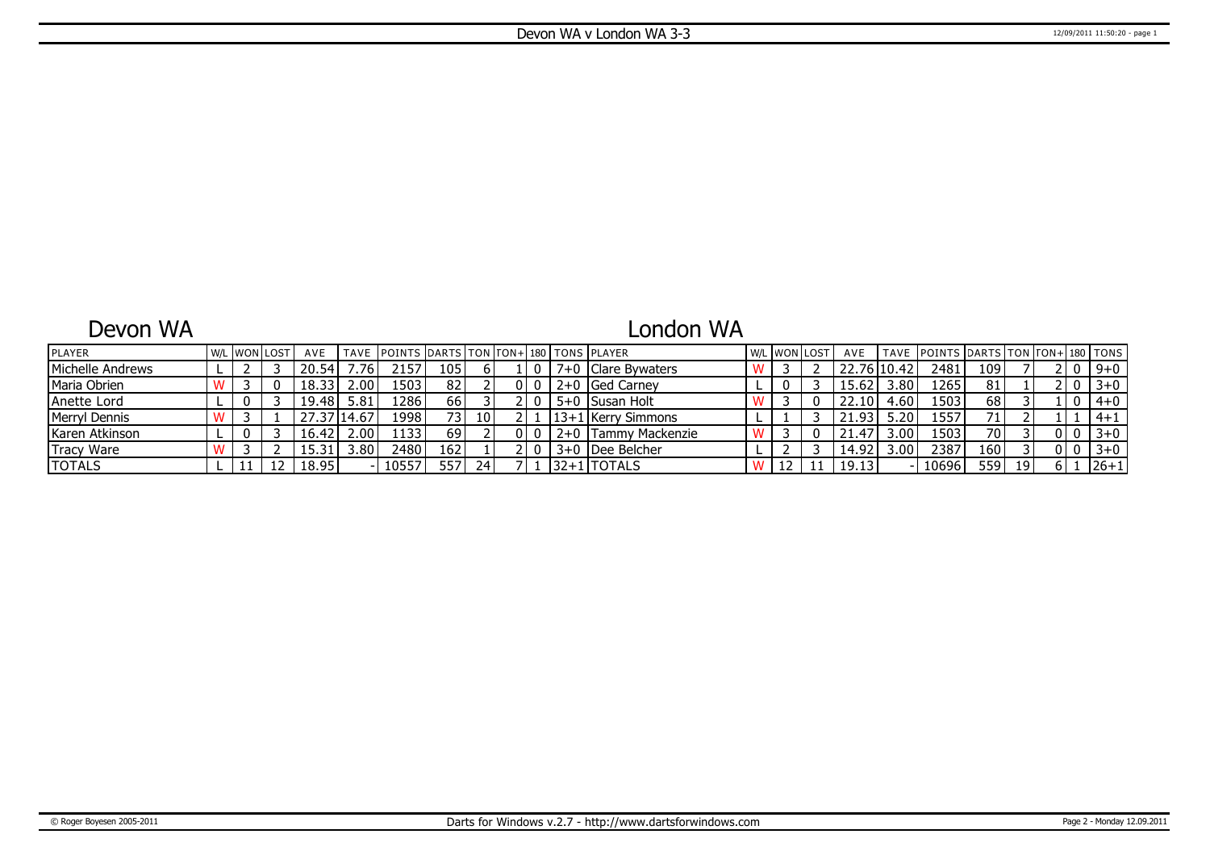# Devon WA v London WA 3-3

## Devon WA

## London WA

| PLAYER | W/L | WON | LOST | AVE | TAVE | POINTS | DARTS | TON | TON+ | 180 | TONS | PLAYER | W/L | WON | LOST | AVE | TAVE | POINTS | DARTS | TON | TON+ | 180 | TONS |
|---|---|---|---|---|---|---|---|---|---|---|---|---|---|---|---|---|---|---|---|---|---|---|---|
| Michelle Andrews | L | 2 | 3 | 20.54 | 7.76 | 2157 | 105 | 6 | 1 | 0 | 7+0 | Clare Bywaters | W | 3 | 2 | 22.76 | 10.42 | 2481 | 109 | 7 | 2 | 0 | 9+0 |
| Maria Obrien | W | 3 | 0 | 18.33 | 2.00 | 1503 | 82 | 2 | 0 | 0 | 2+0 | Ged Carney | L | 0 | 3 | 15.62 | 3.80 | 1265 | 81 | 1 | 2 | 0 | 3+0 |
| Anette Lord | L | 0 | 3 | 19.48 | 5.81 | 1286 | 66 | 3 | 2 | 0 | 5+0 | Susan Holt | W | 3 | 0 | 22.10 | 4.60 | 1503 | 68 | 3 | 1 | 0 | 4+0 |
| Merryl Dennis | W | 3 | 1 | 27.37 | 14.67 | 1998 | 73 | 10 | 2 | 1 | 13+1 | Kerry Simmons | L | 1 | 3 | 21.93 | 5.20 | 1557 | 71 | 2 | 1 | 1 | 4+1 |
| Karen Atkinson | L | 0 | 3 | 16.42 | 2.00 | 1133 | 69 | 2 | 0 | 0 | 2+0 | Tammy Mackenzie | W | 3 | 0 | 21.47 | 3.00 | 1503 | 70 | 3 | 0 | 0 | 3+0 |
| Tracy Ware | W | 3 | 2 | 15.31 | 3.80 | 2480 | 162 | 1 | 2 | 0 | 3+0 | Dee Belcher | L | 2 | 3 | 14.92 | 3.00 | 2387 | 160 | 3 | 0 | 0 | 3+0 |
| TOTALS | L | 11 | 12 | 18.95 | - | 10557 | 557 | 24 | 7 | 1 | 32+1 | TOTALS | W | 12 | 11 | 19.13 | - | 10696 | 559 | 19 | 6 | 1 | 26+1 |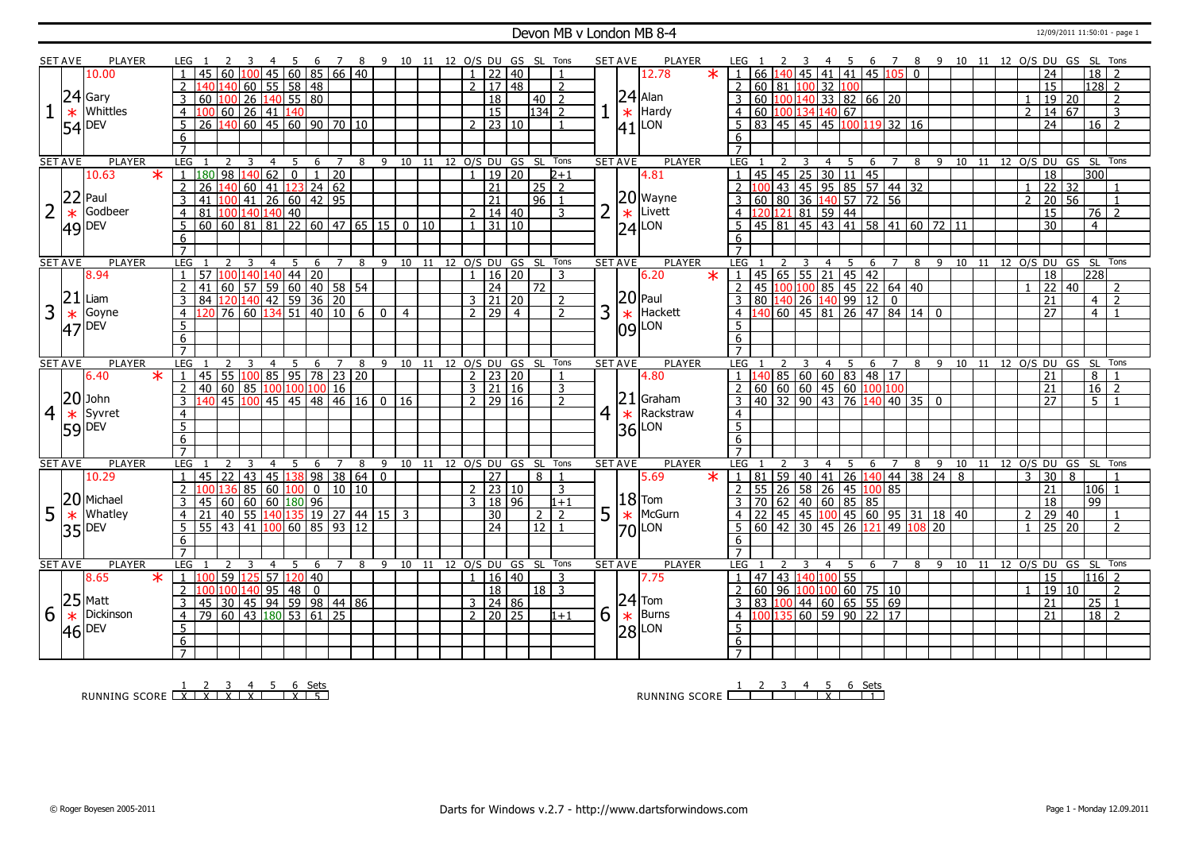# Devon MB v London MB 8-4

12/09/2011 11:50:01 - page 1

| SET | AVE | PLAYER | LEG | 1 | 2 | 3 | 4 | 5 | 6 | 7 | 8 | 9 | 10 | 11 | 12 | O/S | DU | GS | SL | Tons | SET | AVE | PLAYER | LEG | 1 | 2 | 3 | 4 | 5 | 6 | 7 | 8 | 9 | 10 | 11 | 12 | O/S | DU | GS | SL | Tons |
|---|---|---|---|---|---|---|---|---|---|---|---|---|---|---|---|---|---|---|---|---|---|---|---|---|---|---|---|---|---|---|---|---|---|---|---|---|---|---|---|---|---|
| 1 | 24.54 | 10.00 Gary Whittles DEV | 1 | 45 | 60 | 100 | 45 | 60 | 85 | 66 | 40 | | | | | 1 | 22 | 40 | | 1 | 1 | 24.41 | 12.78 * Alan Hardy LON | 1 | 66 | 140 | 45 | 41 | 41 | 45 | 105 | 0 | | | | | | 24 | | 18 | 2 |
| | | | 2 | 140 | 140 | 60 | 55 | 58 | 48 | | | | | | | 2 | 17 | 48 | | 2 | | | | 2 | 60 | 81 | 100 | 32 | 100 | | | | | | | | | 15 | | 128 | 2 |
| | | | 3 | 60 | 100 | 26 | 140 | 55 | 80 | | | | | | | | 18 | | 40 | 2 | | | | 3 | 60 | 100 | 140 | 33 | 82 | 66 | 20 | | | | | | 1 | 19 | 20 | | 2 |
| | | | 4 | 100 | 60 | 26 | 41 | 140 | | | | | | | | | 15 | | 134 | 2 | | | | 4 | 60 | 100 | 134 | 140 | 67 | | | | | | | | 2 | 14 | 67 | | 3 |
| | | | 5 | 26 | 140 | 60 | 45 | 60 | 90 | 70 | 10 | | | | | 2 | 23 | 10 | | 1 | | | | 5 | 83 | 45 | 45 | 45 | 100 | 119 | 32 | 16 | | | | | | 24 | | 16 | 2 |
| 2 | 22.49 | 10.63 * Paul Godbeer DEV | 1 | 180 | 98 | 140 | 62 | 0 | 1 | 20 | | | | | | 1 | 19 | 20 | | 2+1 | 2 | 20.24 | 4.81 Wayne Livett LON | 1 | 45 | 45 | 25 | 30 | 11 | 45 | | | | | | | | 18 | | 300 | |
| | | | 2 | 26 | 140 | 60 | 41 | 123 | 24 | 62 | | | | | | | 21 | | 25 | 2 | | | | 2 | 100 | 43 | 45 | 95 | 85 | 57 | 44 | 32 | | | | | 1 | 22 | 32 | | 1 |
| | | | 3 | 41 | 100 | 41 | 26 | 60 | 42 | 95 | | | | | | | 21 | | 96 | 1 | | | | 3 | 60 | 80 | 36 | 140 | 57 | 72 | 56 | | | | | | 2 | 20 | 56 | | 1 |
| | | | 4 | 81 | 100 | 140 | 140 | 40 | | | | | | | | 2 | 14 | 40 | | 3 | | | | 4 | 120 | 121 | 81 | 59 | 44 | | | | | | | | | 15 | | 76 | 2 |
| | | | 5 | 60 | 60 | 81 | 81 | 22 | 60 | 47 | 65 | 15 | 0 | 10 | | 1 | 31 | 10 | | | | | | 5 | 45 | 81 | 45 | 43 | 41 | 58 | 41 | 60 | 72 | 11 | | | | 30 | | 4 | |
| 3 | 21.47 | 8.94 Liam Goyne DEV | 1 | 57 | 100 | 140 | 140 | 44 | 20 | | | | | | | 1 | 16 | 20 | | 3 | 3 | 20.09 | 6.20 * Paul Hackett LON | 1 | 45 | 65 | 55 | 21 | 45 | 42 | | | | | | | | 18 | | 228 | |
| | | | 2 | 41 | 60 | 57 | 59 | 60 | 40 | 58 | 54 | | | | | | 24 | | 72 | | | | | 2 | 45 | 100 | 100 | 85 | 45 | 22 | 64 | 40 | | | | | 1 | 22 | 40 | | 2 |
| | | | 3 | 84 | 120 | 140 | 42 | 59 | 36 | 20 | | | | | | 3 | 21 | 20 | | 2 | | | | 3 | 80 | 140 | 26 | 140 | 99 | 12 | 0 | | | | | | | 21 | | 4 | 2 |
| | | | 4 | 120 | 76 | 60 | 134 | 51 | 40 | 10 | 6 | 0 | 4 | | | 2 | 29 | 4 | | 2 | | | | 4 | 140 | 60 | 45 | 81 | 26 | 47 | 84 | 14 | 0 | | | | | 27 | | 4 | 1 |
| 4 | 20.59 | 6.40 * John Syvret DEV | 1 | 45 | 55 | 100 | 85 | 95 | 78 | 23 | 20 | | | | | 2 | 23 | 20 | | 1 | 4 | 21.36 | 4.80 Graham Rackstraw LON | 1 | 140 | 85 | 60 | 60 | 83 | 48 | 17 | | | | | | | 21 | | 8 | 1 |
| | | | 2 | 40 | 60 | 85 | 100 | 100 | 100 | 16 | | | | | | 3 | 21 | 16 | | 3 | | | | 2 | 60 | 60 | 60 | 45 | 60 | 100 | 100 | | | | | | | 21 | | 16 | 2 |
| | | | 3 | 140 | 45 | 100 | 45 | 45 | 48 | 46 | 16 | 0 | 16 | | | 2 | 29 | 16 | | 2 | | | | 3 | 40 | 32 | 90 | 43 | 76 | 140 | 40 | 35 | 0 | | | | | 27 | | 5 | 1 |
| 5 | 20.35 | 10.29 Michael Whatley DEV | 1 | 45 | 22 | 43 | 45 | 138 | 98 | 38 | 64 | 0 | | | | | 27 | | 8 | 1 | 5 | 18.70 | 5.69 * Tom McGurn LON | 1 | 81 | 59 | 40 | 41 | 26 | 140 | 44 | 38 | 24 | 8 | | | 3 | 30 | 8 | | 1 |
| | | | 2 | 100 | 136 | 85 | 60 | 100 | 0 | 10 | 10 | | | | | 2 | 23 | 10 | | 3 | | | | 2 | 55 | 26 | 58 | 26 | 45 | 100 | 85 | | | | | | | 21 | | 106 | 1 |
| | | | 3 | 45 | 60 | 60 | 60 | 180 | 96 | | | | | | | 3 | 18 | 96 | | 1+1 | | | | 3 | 70 | 62 | 40 | 60 | 85 | 85 | | | | | | | | 18 | | 99 | |
| | | | 4 | 21 | 40 | 55 | 140 | 135 | 19 | 27 | 44 | 15 | 3 | | | | 30 | | 2 | 2 | | | | 4 | 22 | 45 | 45 | 100 | 45 | 60 | 95 | 31 | 18 | 40 | | | 2 | 29 | 40 | | 1 |
| | | | 5 | 55 | 43 | 41 | 100 | 60 | 85 | 93 | 12 | | | | | | 24 | | 12 | 1 | | | | 5 | 60 | 42 | 30 | 45 | 26 | 121 | 49 | 108 | 20 | | | | 1 | 25 | 20 | | 2 |
| 6 | 25.46 | 8.65 * Matt Dickinson DEV | 1 | 100 | 59 | 125 | 57 | 120 | 40 | | | | | | | 1 | 16 | 40 | | 3 | 6 | 24.28 | 7.75 Tom Burns LON | 1 | 47 | 43 | 140 | 100 | 55 | | | | | | | | | 15 | | 116 | 2 |
| | | | 2 | 100 | 100 | 140 | 95 | 48 | 0 | | | | | | | | 18 | | 18 | 3 | | | | 2 | 60 | 96 | 100 | 100 | 60 | 75 | 10 | | | | | | 1 | 19 | 10 | | 2 |
| | | | 3 | 45 | 30 | 45 | 94 | 59 | 98 | 44 | 86 | | | | | 3 | 24 | 86 | | | | | | 3 | 83 | 100 | 44 | 60 | 65 | 55 | 69 | | | | | | | 21 | | 25 | 1 |
| | | | 4 | 79 | 60 | 43 | 180 | 53 | 61 | 25 | | | | | | 2 | 20 | 25 | | 1+1 | | | | 4 | 100 | 135 | 60 | 59 | 90 | 22 | 17 | | | | | | | 21 | | 18 | 2 |

RUNNING SCORE (Devon): 1: X, 2: X, 3: X, 4: X, 5: , 6: X — Sets 5

RUNNING SCORE (London): 1: , 2: , 3: , 4: , 5: X, 6: — Sets 1

© Roger Boyesen 2005-2011 — Darts for Windows v.2.7 - http://www.dartsforwindows.com — Page 1 - Monday 12.09.2011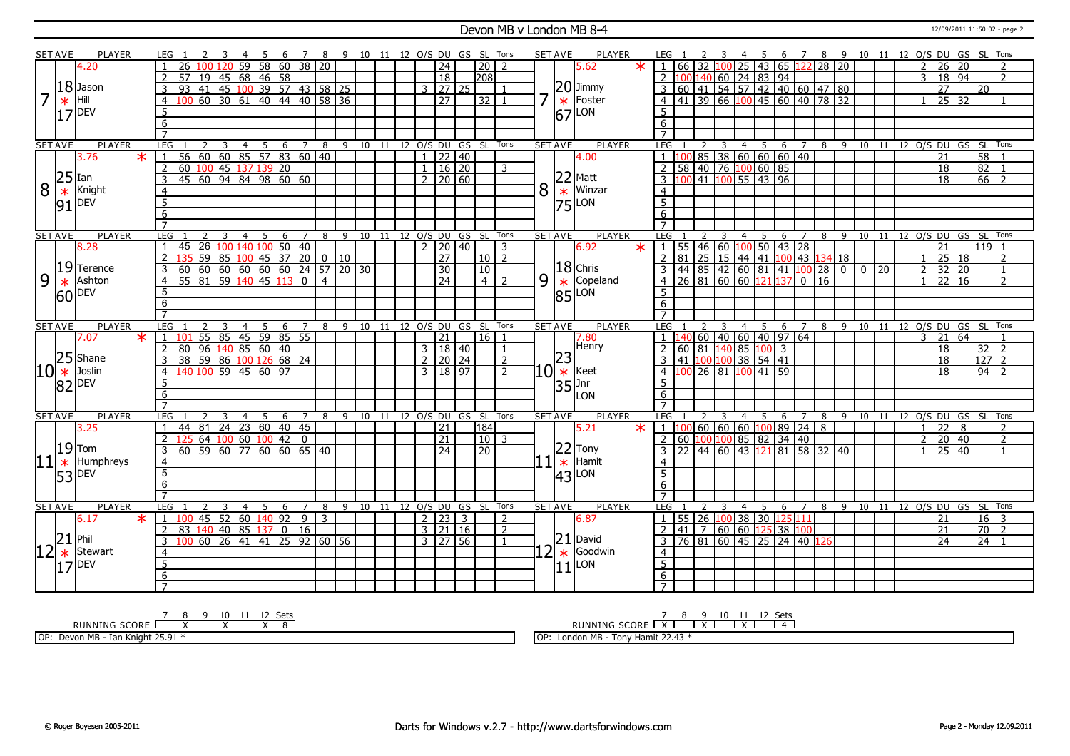# Devon MB v London MB 8-4

12/09/2011 11:50:02 - page 2

| SET | AVE | PLAYER | LEG | 1 | 2 | 3 | 4 | 5 | 6 | 7 | 8 | 9 | 10 | 11 | 12 | O/S | DU | GS | SL | Tons | SET | AVE | PLAYER | LEG | 1 | 2 | 3 | 4 | 5 | 6 | 7 | 8 | 9 | 10 | 11 | 12 | O/S | DU | GS | SL | Tons |
|---|---|---|---|---|---|---|---|---|---|---|---|---|---|---|---|---|---|---|---|---|---|---|---|---|---|---|---|---|---|---|---|---|---|---|---|---|---|---|---|---|---|
| 7 | 18.17 * | 4.20 Jason Hill DEV | 1 | 26 | 100 | 120 | 59 | 58 | 60 | 38 | 20 | | | | | | 24 | | 20 | 2 | 7 | 20.67 * | 5.62 * Jimmy Foster LON | 1 | 66 | 32 | 100 | 25 | 43 | 65 | 122 | 28 | 20 | | | | 2 | 26 | 20 | | 2 |
| | | | 2 | 57 | 19 | 45 | 68 | 46 | 58 | | | | | | | | 18 | | 208 | | | | | 2 | 100 | 140 | 60 | 24 | 83 | 94 | | | | | | | 3 | 18 | 94 | | 2 |
| | | | 3 | 93 | 41 | 45 | 100 | 39 | 57 | 43 | 58 | 25 | | | | 3 | 27 | 25 | | 1 | | | | 3 | 60 | 41 | 54 | 57 | 42 | 40 | 60 | 47 | 80 | | | | | 27 | | 20 | |
| | | | 4 | 100 | 60 | 30 | 61 | 40 | 44 | 40 | 58 | 36 | | | | | 27 | | 32 | 1 | | | | 4 | 41 | 39 | 66 | 100 | 45 | 60 | 40 | 78 | 32 | | | | 1 | 25 | 32 | | 1 |
| 8 | 25.91 * | 3.76 * Ian Knight DEV | 1 | 56 | 60 | 60 | 85 | 57 | 83 | 60 | 40 | | | | | 1 | 22 | 40 | | | 8 | 22.75 * | 4.00 Matt Winzar LON | 1 | 100 | 85 | 38 | 60 | 60 | 60 | 40 | | | | | | | 21 | | 58 | 1 |
| | | | 2 | 60 | 100 | 45 | 137 | 139 | 20 | | | | | | | 1 | 16 | 20 | | 3 | | | | 2 | 58 | 40 | 76 | 100 | 60 | 85 | | | | | | | | 18 | | 82 | 1 |
| | | | 3 | 45 | 60 | 94 | 84 | 98 | 60 | 60 | | | | | | 2 | 20 | 60 | | | | | | 3 | 100 | 41 | 100 | 55 | 43 | 96 | | | | | | | | 18 | | 66 | 2 |
| 9 | 19.60 * | 8.28 Terence Ashton DEV | 1 | 45 | 26 | 100 | 140 | 100 | 50 | 40 | | | | | | 2 | 20 | 40 | | 3 | 9 | 18.85 * | 6.92 * Chris Copeland LON | 1 | 55 | 46 | 60 | 100 | 50 | 43 | 28 | | | | | | | 21 | | 119 | 1 |
| | | | 2 | 135 | 59 | 85 | 100 | 45 | 37 | 20 | 0 | 10 | | | | | 27 | | 10 | 2 | | | | 2 | 81 | 25 | 15 | 44 | 41 | 100 | 43 | 134 | 18 | | | | 1 | 25 | 18 | | 2 |
| | | | 3 | 60 | 60 | 60 | 60 | 60 | 60 | 24 | 57 | 20 | 30 | | | | 30 | | 10 | | | | | 3 | 44 | 85 | 42 | 60 | 81 | 41 | 100 | 28 | 0 | 0 | 20 | | 2 | 32 | 20 | | 1 |
| | | | 4 | 55 | 81 | 59 | 140 | 45 | 113 | 0 | 4 | | | | | | 24 | | 4 | 2 | | | | 4 | 26 | 81 | 60 | 60 | 121 | 137 | 0 | 16 | | | | | 1 | 22 | 16 | | 2 |
| 10 | 25.82 * | 7.07 * Shane Joslin DEV | 1 | 101 | 55 | 85 | 45 | 59 | 85 | 55 | | | | | | | 21 | | 16 | 1 | 10 | 23.35 * | 7.80 Henry Keet Jnr LON | 1 | 140 | 60 | 40 | 60 | 40 | 97 | 64 | | | | | | 3 | 21 | 64 | | 1 |
| | | | 2 | 80 | 96 | 140 | 85 | 60 | 40 | | | | | | | 3 | 18 | 40 | | 1 | | | | 2 | 60 | 81 | 140 | 85 | 100 | 3 | | | | | | | | 18 | | 32 | 2 |
| | | | 3 | 38 | 59 | 86 | 100 | 126 | 68 | 24 | | | | | | 2 | 20 | 24 | | 2 | | | | 3 | 41 | 100 | 100 | 38 | 54 | 41 | | | | | | | | 18 | | 127 | 2 |
| | | | 4 | 140 | 100 | 59 | 45 | 60 | 97 | | | | | | | 3 | 18 | 97 | | 2 | | | | 4 | 100 | 26 | 81 | 100 | 41 | 59 | | | | | | | | 18 | | 94 | 2 |
| 11 | 19.53 * | 3.25 Tom Humphreys DEV | 1 | 44 | 81 | 24 | 23 | 60 | 40 | 45 | | | | | | | 21 | | 184 | | 11 | 22.43 * | 5.21 * Tony Hamit LON | 1 | 100 | 60 | 60 | 60 | 100 | 89 | 24 | 8 | | | | | 1 | 22 | 8 | | 2 |
| | | | 2 | 125 | 64 | 100 | 60 | 100 | 42 | 0 | | | | | | | 21 | | 10 | 3 | | | | 2 | 60 | 100 | 100 | 85 | 82 | 34 | 40 | | | | | | 2 | 20 | 40 | | 2 |
| | | | 3 | 60 | 59 | 60 | 77 | 60 | 60 | 65 | 40 | | | | | | 24 | | 20 | | | | | 3 | 22 | 44 | 60 | 43 | 121 | 81 | 58 | 32 | 40 | | | | 1 | 25 | 40 | | 1 |
| 12 | 21.17 * | 6.17 * Phil Stewart DEV | 1 | 100 | 45 | 52 | 60 | 140 | 92 | 9 | 3 | | | | | 2 | 23 | 3 | | 2 | 12 | 21.11 * | 6.87 David Goodwin LON | 1 | 55 | 26 | 100 | 38 | 30 | 125 | 111 | | | | | | | 21 | | 16 | 3 |
| | | | 2 | 83 | 140 | 40 | 85 | 137 | 0 | 16 | | | | | | 3 | 21 | 16 | | 2 | | | | 2 | 41 | 7 | 60 | 60 | 125 | 38 | 100 | | | | | | | 21 | | 70 | 2 |
| | | | 3 | 100 | 60 | 26 | 41 | 41 | 25 | 92 | 60 | 56 | | | | 3 | 27 | 56 | | 1 | | | | 3 | 76 | 81 | 60 | 45 | 25 | 24 | 40 | 126 | | | | | | 24 | | 24 | 1 |

| RUNNING SCORE | 7 | 8 | 9 | 10 | 11 | 12 | Sets |
|---|---|---|---|---|---|---|---|
| Devon MB | | X | | X | | X | 8 |
| London MB | X | | X | | X | | 4 |

OP: Devon MB - Ian Knight 25.91 *

OP: London MB - Tony Hamit 22.43 *

© Roger Boyesen 2005-2011 Darts for Windows v.2.7 - http://www.dartsforwindows.com Page 2 - Monday 12.09.2011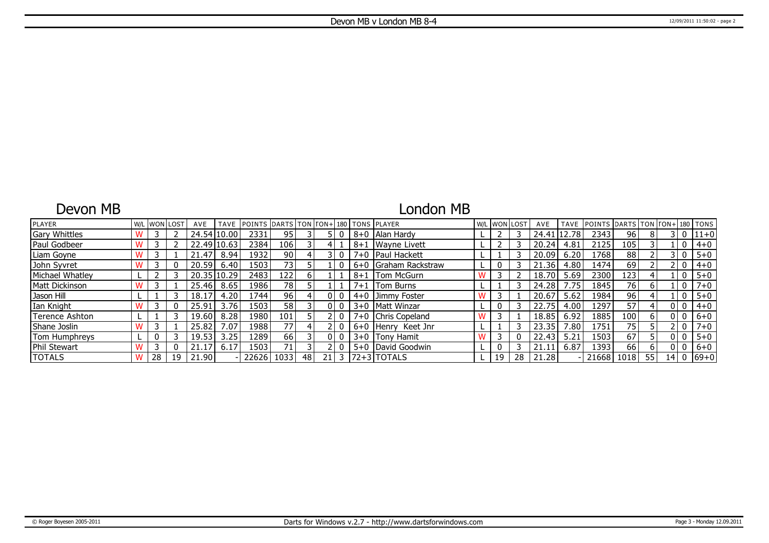# Devon MB v London MB 8-4

## Devon MB

## London MB

| PLAYER | W/L | WON | LOST | AVE | TAVE | POINTS | DARTS | TON | TON+ | 180 | TONS | PLAYER | W/L | WON | LOST | AVE | TAVE | POINTS | DARTS | TON | TON+ | 180 | TONS |
|---|---|---|---|---|---|---|---|---|---|---|---|---|---|---|---|---|---|---|---|---|---|---|---|
| Gary Whittles | W | 3 | 2 | 24.54 | 10.00 | 2331 | 95 | 3 | 5 | 0 | 8+0 | Alan Hardy | L | 2 | 3 | 24.41 | 12.78 | 2343 | 96 | 8 | 3 | 0 | 11+0 |
| Paul Godbeer | W | 3 | 2 | 22.49 | 10.63 | 2384 | 106 | 3 | 4 | 1 | 8+1 | Wayne Livett | L | 2 | 3 | 20.24 | 4.81 | 2125 | 105 | 3 | 1 | 0 | 4+0 |
| Liam Goyne | W | 3 | 1 | 21.47 | 8.94 | 1932 | 90 | 4 | 3 | 0 | 7+0 | Paul Hackett | L | 1 | 3 | 20.09 | 6.20 | 1768 | 88 | 2 | 3 | 0 | 5+0 |
| John Syvret | W | 3 | 0 | 20.59 | 6.40 | 1503 | 73 | 5 | 1 | 0 | 6+0 | Graham Rackstraw | L | 0 | 3 | 21.36 | 4.80 | 1474 | 69 | 2 | 2 | 0 | 4+0 |
| Michael Whatley | L | 2 | 3 | 20.35 | 10.29 | 2483 | 122 | 6 | 1 | 1 | 8+1 | Tom McGurn | W | 3 | 2 | 18.70 | 5.69 | 2300 | 123 | 4 | 1 | 0 | 5+0 |
| Matt Dickinson | W | 3 | 1 | 25.46 | 8.65 | 1986 | 78 | 5 | 1 | 1 | 7+1 | Tom Burns | L | 1 | 3 | 24.28 | 7.75 | 1845 | 76 | 6 | 1 | 0 | 7+0 |
| Jason Hill | L | 1 | 3 | 18.17 | 4.20 | 1744 | 96 | 4 | 0 | 0 | 4+0 | Jimmy Foster | W | 3 | 1 | 20.67 | 5.62 | 1984 | 96 | 4 | 1 | 0 | 5+0 |
| Ian Knight | W | 3 | 0 | 25.91 | 3.76 | 1503 | 58 | 3 | 0 | 0 | 3+0 | Matt Winzar | L | 0 | 3 | 22.75 | 4.00 | 1297 | 57 | 4 | 0 | 0 | 4+0 |
| Terence Ashton | L | 1 | 3 | 19.60 | 8.28 | 1980 | 101 | 5 | 2 | 0 | 7+0 | Chris Copeland | W | 3 | 1 | 18.85 | 6.92 | 1885 | 100 | 6 | 0 | 0 | 6+0 |
| Shane Joslin | W | 3 | 1 | 25.82 | 7.07 | 1988 | 77 | 4 | 2 | 0 | 6+0 | Henry Keet Jnr | L | 1 | 3 | 23.35 | 7.80 | 1751 | 75 | 5 | 2 | 0 | 7+0 |
| Tom Humphreys | L | 0 | 3 | 19.53 | 3.25 | 1289 | 66 | 3 | 0 | 0 | 3+0 | Tony Hamit | W | 3 | 0 | 22.43 | 5.21 | 1503 | 67 | 5 | 0 | 0 | 5+0 |
| Phil Stewart | W | 3 | 0 | 21.17 | 6.17 | 1503 | 71 | 3 | 2 | 0 | 5+0 | David Goodwin | L | 0 | 3 | 21.11 | 6.87 | 1393 | 66 | 6 | 0 | 0 | 6+0 |
| TOTALS | W | 28 | 19 | 21.90 | - | 22626 | 1033 | 48 | 21 | 3 | 72+3 | TOTALS | L | 19 | 28 | 21.28 | - | 21668 | 1018 | 55 | 14 | 0 | 69+0 |

© Roger Boyesen 2005-2011 — Darts for Windows v.2.7 - http://www.dartsforwindows.com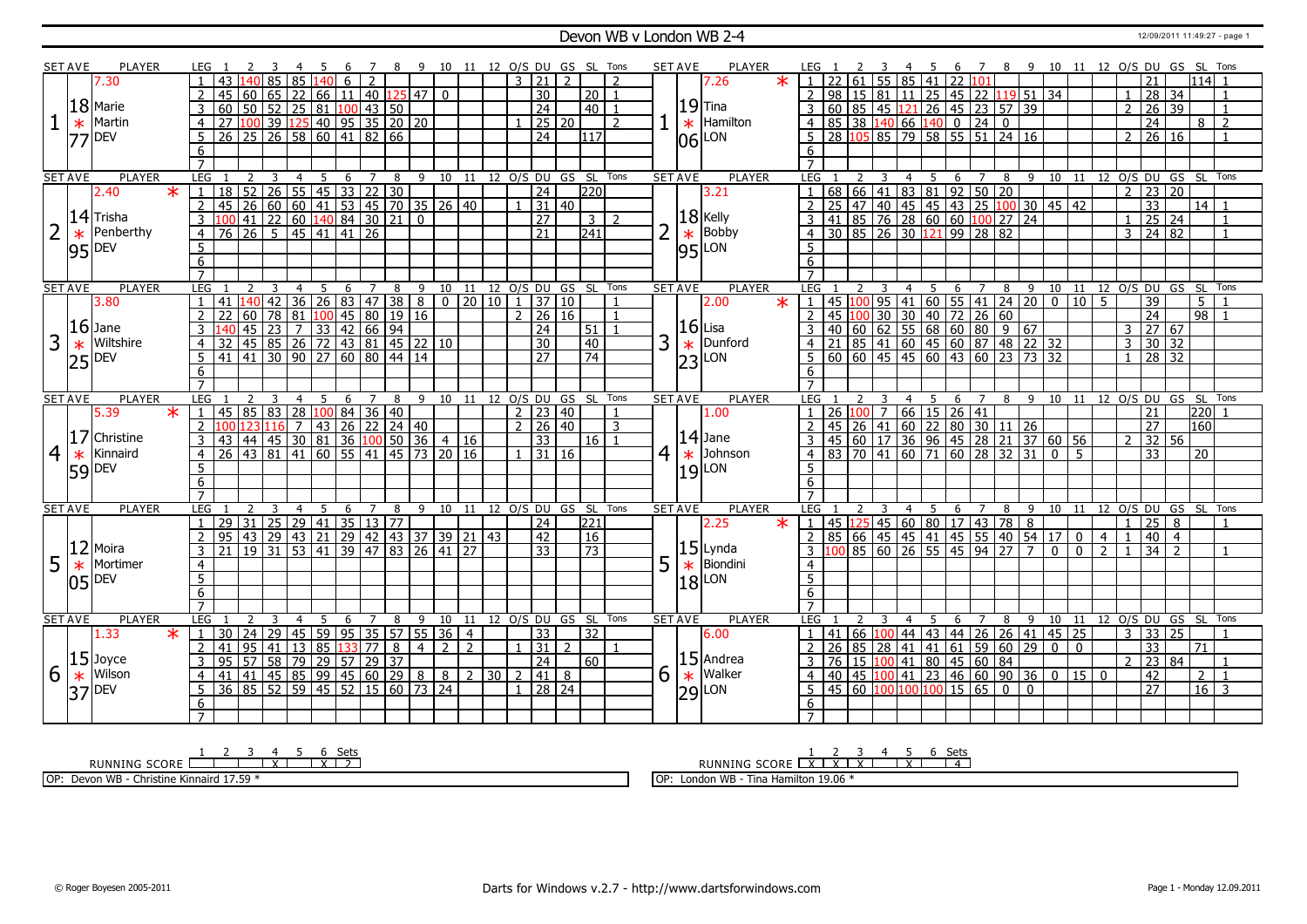# Devon WB v London WB 2-4

12/09/2011 11:49:27 - page 1

## Set 1

**Devon – 18 Marie Martin (DEV), Set Ave 7.30, 77**

| LEG | 1 | 2 | 3 | 4 | 5 | 6 | 7 | 8 | 9 | 10 | 11 | 12 | O/S | DU | GS | SL | Tons |
|---|---|---|---|---|---|---|---|---|---|---|---|---|---|---|---|---|---|
| 1 | 43 | 140 | 85 | 85 | 140 | 6 | 2 | | | | | | 3 | 21 | 2 | | 2 |
| 2 | 45 | 60 | 65 | 22 | 66 | 11 | 40 | 125 | 47 | 0 | | | | 30 | | 20 | 1 |
| 3 | 60 | 50 | 52 | 25 | 81 | 100 | 43 | 50 | | | | | | 24 | | 40 | 1 |
| 4 | 27 | 100 | 39 | 125 | 40 | 95 | 35 | 20 | 20 | | | | 1 | 25 | 20 | | 2 |
| 5 | 26 | 25 | 26 | 58 | 60 | 41 | 82 | 66 | | | | | | 24 | | 117 | |
| 6 | | | | | | | | | | | | | | | | | |
| 7 | | | | | | | | | | | | | | | | | |

**London – 19 Tina Hamilton (LON), Set Ave 7.26 *, 06**

| LEG | 1 | 2 | 3 | 4 | 5 | 6 | 7 | 8 | 9 | 10 | 11 | 12 | O/S | DU | GS | SL | Tons |
|---|---|---|---|---|---|---|---|---|---|---|---|---|---|---|---|---|---|
| 1 | 22 | 61 | 55 | 85 | 41 | 22 | 101 | | | | | | | 21 | | 114 | 1 |
| 2 | 98 | 15 | 81 | 11 | 25 | 45 | 22 | 119 | 51 | 34 | | | 1 | 28 | 34 | | 1 |
| 3 | 60 | 85 | 45 | 121 | 26 | 45 | 23 | 57 | 39 | | | | 2 | 26 | 39 | | 1 |
| 4 | 85 | 38 | 140 | 66 | 140 | 0 | 24 | 0 | | | | | | 24 | | 8 | 2 |
| 5 | 28 | 105 | 85 | 79 | 58 | 55 | 51 | 24 | 16 | | | | 2 | 26 | 16 | | 1 |
| 6 | | | | | | | | | | | | | | | | | |
| 7 | | | | | | | | | | | | | | | | | |

## Set 2

**Devon – 14 Trisha Penberthy (DEV), Set Ave 2.40 *, 95**

| LEG | 1 | 2 | 3 | 4 | 5 | 6 | 7 | 8 | 9 | 10 | 11 | 12 | O/S | DU | GS | SL | Tons |
|---|---|---|---|---|---|---|---|---|---|---|---|---|---|---|---|---|---|
| 1 | 18 | 52 | 26 | 55 | 45 | 33 | 22 | 30 | | | | | | 24 | | 220 | |
| 2 | 45 | 26 | 60 | 60 | 41 | 53 | 45 | 70 | 35 | 26 | 40 | | 1 | 31 | 40 | | |
| 3 | 100 | 41 | 22 | 60 | 140 | 84 | 30 | 21 | 0 | | | | | 27 | | 3 | 2 |
| 4 | 76 | 26 | 5 | 45 | 41 | 41 | 26 | | | | | | | 21 | | 241 | |
| 5 | | | | | | | | | | | | | | | | | |
| 6 | | | | | | | | | | | | | | | | | |
| 7 | | | | | | | | | | | | | | | | | |

**London – 18 Kelly Bobby (LON), Set Ave 3.21, 95**

| LEG | 1 | 2 | 3 | 4 | 5 | 6 | 7 | 8 | 9 | 10 | 11 | 12 | O/S | DU | GS | SL | Tons |
|---|---|---|---|---|---|---|---|---|---|---|---|---|---|---|---|---|---|
| 1 | 68 | 66 | 41 | 83 | 81 | 92 | 50 | 20 | | | | | 2 | 23 | 20 | | |
| 2 | 25 | 47 | 40 | 45 | 45 | 43 | 25 | 100 | 30 | 45 | 42 | | | 33 | | 14 | 1 |
| 3 | 41 | 85 | 76 | 28 | 60 | 60 | 100 | 27 | 24 | | | | 1 | 25 | 24 | | 1 |
| 4 | 30 | 85 | 26 | 30 | 121 | 99 | 28 | 82 | | | | | 3 | 24 | 82 | | 1 |
| 5 | | | | | | | | | | | | | | | | | |
| 6 | | | | | | | | | | | | | | | | | |
| 7 | | | | | | | | | | | | | | | | | |

## Set 3

**Devon – 16 Jane Wiltshire (DEV), Set Ave 3.80, 25**

| LEG | 1 | 2 | 3 | 4 | 5 | 6 | 7 | 8 | 9 | 10 | 11 | 12 | O/S | DU | GS | SL | Tons |
|---|---|---|---|---|---|---|---|---|---|---|---|---|---|---|---|---|---|
| 1 | 41 | 140 | 42 | 36 | 26 | 83 | 47 | 38 | 8 | 0 | 20 | 10 | 1 | 37 | 10 | | 1 |
| 2 | 22 | 60 | 78 | 81 | 100 | 45 | 80 | 19 | 16 | | | | 2 | 26 | 16 | | 1 |
| 3 | 140 | 45 | 23 | 7 | 33 | 42 | 66 | 94 | | | | | | 24 | | 51 | 1 |
| 4 | 32 | 45 | 85 | 26 | 72 | 43 | 81 | 45 | 22 | 10 | | | | 30 | | 40 | |
| 5 | 41 | 41 | 30 | 90 | 27 | 60 | 80 | 44 | 14 | | | | | 27 | | 74 | |
| 6 | | | | | | | | | | | | | | | | | |
| 7 | | | | | | | | | | | | | | | | | |

**London – 16 Lisa Dunford (LON), Set Ave 2.00 *, 23**

| LEG | 1 | 2 | 3 | 4 | 5 | 6 | 7 | 8 | 9 | 10 | 11 | 12 | O/S | DU | GS | SL | Tons |
|---|---|---|---|---|---|---|---|---|---|---|---|---|---|---|---|---|---|
| 1 | 45 | 100 | 95 | 41 | 60 | 55 | 41 | 24 | 20 | 0 | 10 | 5 | | 39 | | 5 | 1 |
| 2 | 45 | 100 | 30 | 30 | 40 | 72 | 26 | 60 | | | | | | 24 | | 98 | 1 |
| 3 | 40 | 60 | 62 | 55 | 68 | 60 | 80 | 9 | 67 | | | | 3 | 27 | 67 | | |
| 4 | 21 | 85 | 41 | 60 | 45 | 60 | 87 | 48 | 22 | 32 | | | 3 | 30 | 32 | | |
| 5 | 60 | 60 | 45 | 45 | 60 | 43 | 60 | 23 | 73 | 32 | | | 1 | 28 | 32 | | |
| 6 | | | | | | | | | | | | | | | | | |
| 7 | | | | | | | | | | | | | | | | | |

## Set 4

**Devon – 17 Christine Kinnaird (DEV), Set Ave 5.39 *, 59**

| LEG | 1 | 2 | 3 | 4 | 5 | 6 | 7 | 8 | 9 | 10 | 11 | 12 | O/S | DU | GS | SL | Tons |
|---|---|---|---|---|---|---|---|---|---|---|---|---|---|---|---|---|---|
| 1 | 45 | 85 | 83 | 28 | 100 | 84 | 36 | 40 | | | | | 2 | 23 | 40 | | 1 |
| 2 | 100 | 123 | 116 | 7 | 43 | 26 | 22 | 24 | 40 | | | | 2 | 26 | 40 | | 3 |
| 3 | 43 | 44 | 45 | 30 | 81 | 36 | 100 | 50 | 36 | 4 | 16 | | | 33 | | 16 | 1 |
| 4 | 26 | 43 | 81 | 41 | 60 | 55 | 41 | 45 | 73 | 20 | 16 | | 1 | 31 | 16 | | |
| 5 | | | | | | | | | | | | | | | | | |
| 6 | | | | | | | | | | | | | | | | | |
| 7 | | | | | | | | | | | | | | | | | |

**London – 14 Jane Johnson (LON), Set Ave 1.00, 19**

| LEG | 1 | 2 | 3 | 4 | 5 | 6 | 7 | 8 | 9 | 10 | 11 | 12 | O/S | DU | GS | SL | Tons |
|---|---|---|---|---|---|---|---|---|---|---|---|---|---|---|---|---|---|
| 1 | 26 | 100 | 7 | 66 | 15 | 26 | 41 | | | | | | | 21 | | 220 | 1 |
| 2 | 45 | 26 | 41 | 60 | 22 | 80 | 30 | 11 | 26 | | | | | 27 | | 160 | |
| 3 | 45 | 60 | 17 | 36 | 96 | 45 | 28 | 21 | 37 | 60 | 56 | | 2 | 32 | 56 | | |
| 4 | 83 | 70 | 41 | 60 | 71 | 60 | 28 | 32 | 31 | 0 | 5 | | | 33 | | 20 | |
| 5 | | | | | | | | | | | | | | | | | |
| 6 | | | | | | | | | | | | | | | | | |
| 7 | | | | | | | | | | | | | | | | | |

## Set 5

**Devon – 12 Moira Mortimer (DEV), 05**

| LEG | 1 | 2 | 3 | 4 | 5 | 6 | 7 | 8 | 9 | 10 | 11 | 12 | O/S | DU | GS | SL | Tons |
|---|---|---|---|---|---|---|---|---|---|---|---|---|---|---|---|---|---|
| 1 | 29 | 31 | 25 | 29 | 41 | 35 | 13 | 77 | | | | | | 24 | | 221 | |
| 2 | 95 | 43 | 29 | 43 | 21 | 29 | 42 | 43 | 37 | 39 | 21 | 43 | | 42 | | 16 | |
| 3 | 21 | 19 | 31 | 53 | 41 | 39 | 47 | 83 | 26 | 41 | 27 | | | 33 | | 73 | |
| 4 | | | | | | | | | | | | | | | | | |
| 5 | | | | | | | | | | | | | | | | | |
| 6 | | | | | | | | | | | | | | | | | |
| 7 | | | | | | | | | | | | | | | | | |

**London – 15 Lynda Biondini (LON), Set Ave 2.25 *, 18**

| LEG | 1 | 2 | 3 | 4 | 5 | 6 | 7 | 8 | 9 | 10 | 11 | 12 | O/S | DU | GS | SL | Tons |
|---|---|---|---|---|---|---|---|---|---|---|---|---|---|---|---|---|---|
| 1 | 45 | 125 | 45 | 60 | 80 | 17 | 43 | 78 | 8 | | | | 1 | 25 | 8 | | 1 |
| 2 | 85 | 66 | 45 | 45 | 41 | 45 | 55 | 40 | 54 | 17 | 0 | 4 | 1 | 40 | 4 | | |
| 3 | 100 | 85 | 60 | 26 | 55 | 45 | 94 | 27 | 7 | 0 | 0 | 2 | 1 | 34 | 2 | | 1 |
| 4 | | | | | | | | | | | | | | | | | |
| 5 | | | | | | | | | | | | | | | | | |
| 6 | | | | | | | | | | | | | | | | | |
| 7 | | | | | | | | | | | | | | | | | |

## Set 6

**Devon – 15 Joyce Wilson (DEV), Set Ave 1.33 *, 37**

| LEG | 1 | 2 | 3 | 4 | 5 | 6 | 7 | 8 | 9 | 10 | 11 | 12 | O/S | DU | GS | SL | Tons |
|---|---|---|---|---|---|---|---|---|---|---|---|---|---|---|---|---|---|
| 1 | 30 | 24 | 29 | 45 | 59 | 95 | 35 | 57 | 55 | 36 | 4 | | | 33 | | 32 | |
| 2 | 41 | 95 | 41 | 13 | 85 | 133 | 77 | 8 | 4 | 2 | 2 | | 1 | 31 | 2 | | 1 |
| 3 | 95 | 57 | 58 | 79 | 29 | 57 | 29 | 37 | | | | | | 24 | | 60 | |
| 4 | 41 | 41 | 45 | 85 | 99 | 45 | 60 | 29 | 8 | 8 | 2 | 30 | 2 | 41 | 8 | | |
| 5 | 36 | 85 | 52 | 59 | 45 | 52 | 15 | 60 | 73 | 24 | | | 1 | 28 | 24 | | |
| 6 | | | | | | | | | | | | | | | | | |
| 7 | | | | | | | | | | | | | | | | | |

**London – 15 Andrea Walker (LON), Set Ave 6.00, 29**

| LEG | 1 | 2 | 3 | 4 | 5 | 6 | 7 | 8 | 9 | 10 | 11 | 12 | O/S | DU | GS | SL | Tons |
|---|---|---|---|---|---|---|---|---|---|---|---|---|---|---|---|---|---|
| 1 | 41 | 66 | 100 | 44 | 43 | 44 | 26 | 26 | 41 | 45 | 25 | | 3 | 33 | 25 | | 1 |
| 2 | 26 | 85 | 28 | 41 | 41 | 61 | 59 | 60 | 29 | 0 | 0 | | | 33 | | 71 | |
| 3 | 76 | 15 | 100 | 41 | 80 | 45 | 60 | 84 | | | | | 2 | 23 | 84 | | 1 |
| 4 | 40 | 45 | 100 | 41 | 23 | 46 | 60 | 90 | 36 | 0 | 15 | 0 | | 42 | | 2 | 1 |
| 5 | 45 | 60 | 100 | 100 | 100 | 15 | 65 | 0 | 0 | | | | | 27 | | 16 | 3 |
| 6 | | | | | | | | | | | | | | | | | |
| 7 | | | | | | | | | | | | | | | | | |

## Running Score

| RUNNING SCORE | 1 | 2 | 3 | 4 | 5 | 6 | Sets |
|---|---|---|---|---|---|---|---|
| Devon WB | | | | X | | X | 2 |
| London WB | X | X | X | | X | | 4 |

OP: Devon WB - Christine Kinnaird 17.59 *

OP: London WB - Tina Hamilton 19.06 *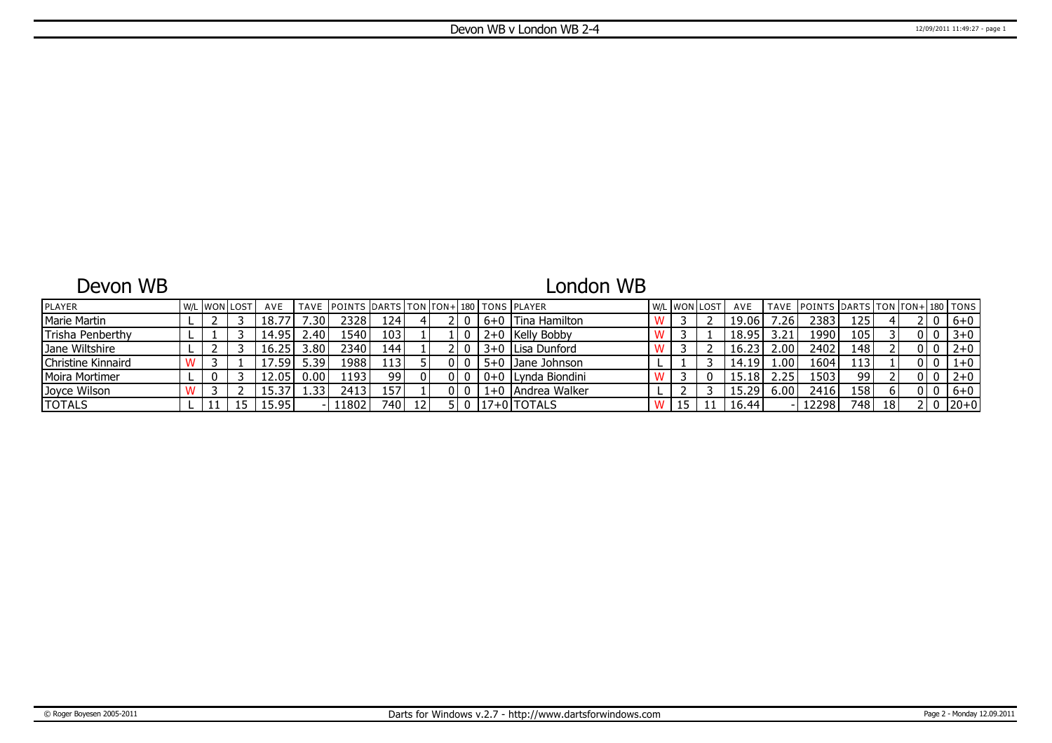# Devon WB v London WB 2-4

## Devon WB / London WB

| PLAYER | W/L | WON | LOST | AVE | TAVE | POINTS | DARTS | TON | TON+ | 180 | TONS | PLAYER | W/L | WON | LOST | AVE | TAVE | POINTS | DARTS | TON | TON+ | 180 | TONS |
|---|---|---|---|---|---|---|---|---|---|---|---|---|---|---|---|---|---|---|---|---|---|---|---|
| Marie Martin | L | 2 | 3 | 18.77 | 7.30 | 2328 | 124 | 4 | 2 | 0 | 6+0 | Tina Hamilton | W | 3 | 2 | 19.06 | 7.26 | 2383 | 125 | 4 | 2 | 0 | 6+0 |
| Trisha Penberthy | L | 1 | 3 | 14.95 | 2.40 | 1540 | 103 | 1 | 1 | 0 | 2+0 | Kelly Bobby | W | 3 | 1 | 18.95 | 3.21 | 1990 | 105 | 3 | 0 | 0 | 3+0 |
| Jane Wiltshire | L | 2 | 3 | 16.25 | 3.80 | 2340 | 144 | 1 | 2 | 0 | 3+0 | Lisa Dunford | W | 3 | 2 | 16.23 | 2.00 | 2402 | 148 | 2 | 0 | 0 | 2+0 |
| Christine Kinnaird | W | 3 | 1 | 17.59 | 5.39 | 1988 | 113 | 5 | 0 | 0 | 5+0 | Jane Johnson | L | 1 | 3 | 14.19 | 1.00 | 1604 | 113 | 1 | 0 | 0 | 1+0 |
| Moira Mortimer | L | 0 | 3 | 12.05 | 0.00 | 1193 | 99 | 0 | 0 | 0 | 0+0 | Lynda Biondini | W | 3 | 0 | 15.18 | 2.25 | 1503 | 99 | 2 | 0 | 0 | 2+0 |
| Joyce Wilson | W | 3 | 2 | 15.37 | 1.33 | 2413 | 157 | 1 | 0 | 0 | 1+0 | Andrea Walker | L | 2 | 3 | 15.29 | 6.00 | 2416 | 158 | 6 | 0 | 0 | 6+0 |
| TOTALS | L | 11 | 15 | 15.95 | - | 11802 | 740 | 12 | 5 | 0 | 17+0 | TOTALS | W | 15 | 11 | 16.44 | - | 12298 | 748 | 18 | 2 | 0 | 20+0 |